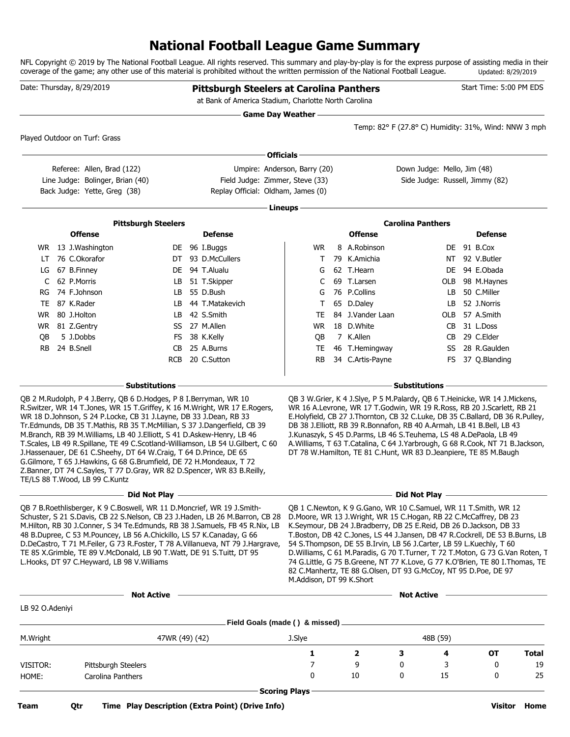# National Football League Game Summary

NFL Copyright © 2019 by The National Football League. All rights reserved. This summary and play-by-play is for the express purpose of assisting media in their coverage of the game; any other use of this material is prohibited without the written permission of the National Football League. Updated: 8/29/2019

Date: Thursday, 8/29/2019

**Pittsburgh Steelers at Carolina Panthers**

at Bank of America Stadium, Charlotte North Carolina

Start Time: 5:00 PM EDS

## Game Day Weather

Temp: 82° F (27.8° C) Humidity: 31%, Wind: NNW 3 mph

Played Outdoor on Turf: Grass

## Officials

Referee: Allen, Brad (122)
Umpire: Anderson, Barry (20)
Down Judge: Mello, Jim (48)
Line Judge: Bolinger, Brian (40)
Field Judge: Zimmer, Steve (33)
Side Judge: Russell, Jimmy (82)
Back Judge: Yette, Greg (38)
Replay Official: Oldham, James (0)

## Lineups

### Pittsburgh Steelers

| Offense | | | Defense | | |
|---|---|---|---|---|---|
| WR | 13 | J.Washington | DE | 96 | I.Buggs |
| LT | 76 | C.Okorafor | DT | 93 | D.McCullers |
| LG | 67 | B.Finney | DE | 94 | T.Alualu |
| C | 62 | P.Morris | LB | 51 | T.Skipper |
| RG | 74 | F.Johnson | LB | 55 | D.Bush |
| TE | 87 | K.Rader | LB | 44 | T.Matakevich |
| WR | 80 | J.Holton | LB | 42 | S.Smith |
| WR | 81 | Z.Gentry | SS | 27 | M.Allen |
| QB | 5 | J.Dobbs | FS | 38 | K.Kelly |
| RB | 24 | B.Snell | CB | 25 | A.Burns |
| | | | RCB | 20 | C.Sutton |

### Carolina Panthers

| Offense | | | Defense | | |
|---|---|---|---|---|---|
| WR | 8 | A.Robinson | DE | 91 | B.Cox |
| T | 79 | K.Amichia | NT | 92 | V.Butler |
| G | 62 | T.Hearn | DE | 94 | E.Obada |
| C | 69 | T.Larsen | OLB | 98 | M.Haynes |
| G | 76 | P.Collins | LB | 50 | C.Miller |
| T | 65 | D.Daley | LB | 52 | J.Norris |
| TE | 84 | J.Vander Laan | OLB | 57 | A.Smith |
| WR | 18 | D.White | CB | 31 | L.Doss |
| QB | 7 | K.Allen | CB | 29 | C.Elder |
| TE | 46 | T.Hemingway | SS | 28 | R.Gaulden |
| RB | 34 | C.Artis-Payne | FS | 37 | Q.Blanding |

## Substitutions

**Pittsburgh Steelers:** QB 2 M.Rudolph, P 4 J.Berry, QB 6 D.Hodges, P 8 I.Berryman, WR 10 R.Switzer, WR 14 T.Jones, WR 15 T.Griffey, K 16 M.Wright, WR 17 E.Rogers, WR 18 D.Johnson, S 24 P.Locke, CB 31 J.Layne, DB 33 J.Dean, RB 33 Tr.Edmunds, DB 35 T.Mathis, RB 35 T.McMillian, S 37 J.Dangerfield, CB 39 M.Branch, RB 39 M.Williams, LB 40 J.Elliott, S 41 D.Askew-Henry, LB 46 T.Scales, LB 49 R.Spillane, TE 49 C.Scotland-Williamson, LB 54 U.Gilbert, C 60 J.Hassenauer, DE 61 C.Sheehy, DT 64 W.Craig, T 64 D.Prince, DE 65 G.Gilmore, T 65 J.Hawkins, G 68 G.Brumfield, DE 72 H.Mondeaux, T 72 Z.Banner, DT 74 C.Sayles, T 77 D.Gray, WR 82 D.Spencer, WR 83 B.Reilly, TE/LS 88 T.Wood, LB 99 C.Kuntz

**Carolina Panthers:** QB 3 W.Grier, K 4 J.Slye, P 5 M.Palardy, QB 6 T.Heinicke, WR 14 J.Mickens, WR 16 A.Levrone, WR 17 T.Godwin, WR 19 R.Ross, RB 20 J.Scarlett, RB 21 E.Holyfield, CB 27 J.Thornton, CB 32 C.Luke, DB 35 C.Ballard, DB 36 R.Pulley, DB 38 J.Elliott, RB 39 R.Bonnafon, RB 40 A.Armah, LB 41 B.Bell, LB 43 J.Kunaszyk, S 45 D.Parms, LB 46 S.Teuhema, LS 48 A.DePaola, LB 49 A.Williams, T 63 T.Catalina, C 64 J.Yarbrough, G 68 R.Cook, NT 71 B.Jackson, DT 78 W.Hamilton, TE 81 C.Hunt, WR 83 D.Jeanpiere, TE 85 M.Baugh

## Did Not Play

**Pittsburgh Steelers:** QB 7 B.Roethlisberger, K 9 C.Boswell, WR 11 D.Moncrief, WR 19 J.Smith-Schuster, S 21 S.Davis, CB 22 S.Nelson, CB 23 J.Haden, LB 26 M.Barron, CB 28 M.Hilton, RB 30 J.Conner, S 34 Te.Edmunds, RB 38 J.Samuels, FB 45 R.Nix, LB 48 B.Dupree, C 53 M.Pouncey, LB 56 A.Chickillo, LS 57 K.Canaday, G 66 D.DeCastro, T 71 M.Feiler, G 73 R.Foster, T 78 A.Villanueva, NT 79 J.Hargrave, TE 85 X.Grimble, TE 89 V.McDonald, LB 90 T.Watt, DE 91 S.Tuitt, DT 95 L.Hooks, DT 97 C.Heyward, LB 98 V.Williams

**Carolina Panthers:** QB 1 C.Newton, K 9 G.Gano, WR 10 C.Samuel, WR 11 T.Smith, WR 12 D.Moore, WR 13 J.Wright, WR 15 C.Hogan, RB 22 C.McCaffrey, DB 23 K.Seymour, DB 24 J.Bradberry, DB 25 E.Reid, DB 26 D.Jackson, DB 33 T.Boston, DB 42 C.Jones, LS 44 J.Jansen, DB 47 R.Cockrell, DE 53 B.Burns, LB 54 S.Thompson, DE 55 B.Irvin, LB 56 J.Carter, LB 59 L.Kuechly, T 60 D.Williams, C 61 M.Paradis, G 70 T.Turner, T 72 T.Moton, G 73 G.Van Roten, T 74 G.Little, G 75 B.Greene, NT 77 K.Love, G 77 K.O'Brien, TE 80 I.Thomas, TE 82 C.Manhertz, TE 88 G.Olsen, DT 93 G.McCoy, NT 95 D.Poe, DE 97 M.Addison, DT 99 K.Short

## Not Active

**Pittsburgh Steelers:** LB 92 O.Adeniyi

**Carolina Panthers:**

## Field Goals (made ( ) & missed)

| Pittsburgh Steelers | | Carolina Panthers | |
|---|---|---|---|
| M.Wright | 47WR (49) (42) | J.Slye | 48B (59) |

| | | 1 | 2 | 3 | 4 | OT | Total |
|---|---|---|---|---|---|---|---|
| VISITOR: | Pittsburgh Steelers | 7 | 9 | 0 | 3 | 0 | 19 |
| HOME: | Carolina Panthers | 0 | 10 | 0 | 15 | 0 | 25 |

## Scoring Plays

| Team | Qtr | Time | Play Description (Extra Point) (Drive Info) | Visitor | Home |
|---|---|---|---|---|---|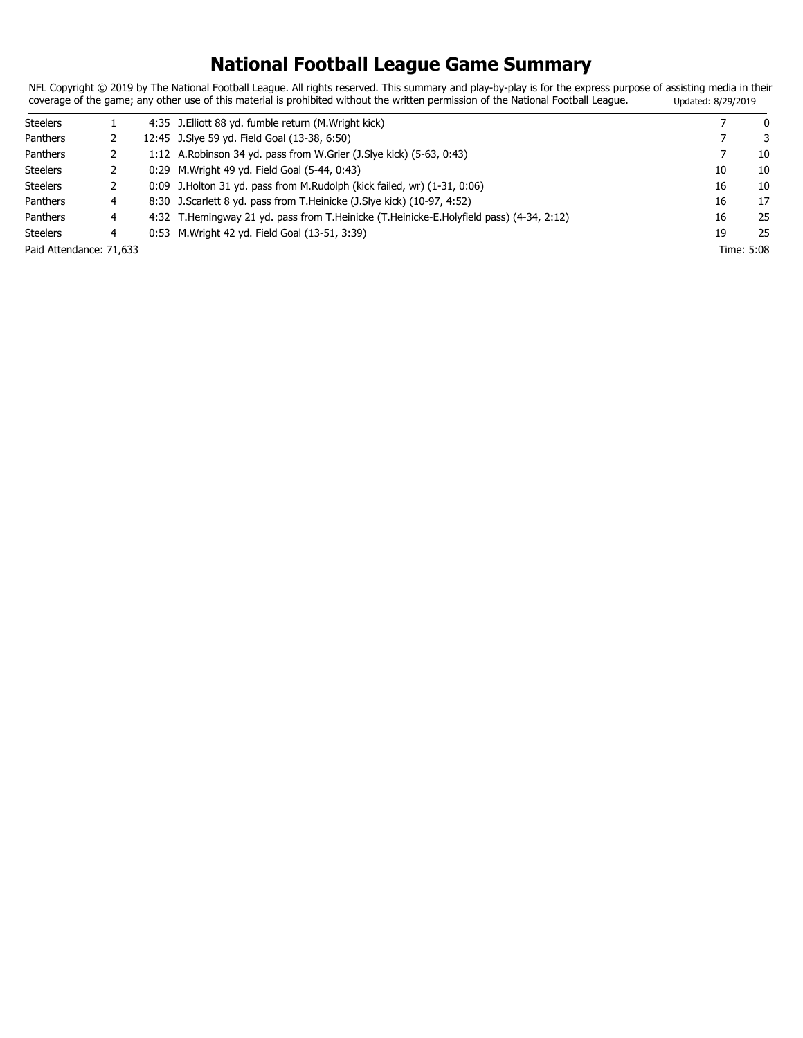# National Football League Game Summary

NFL Copyright © 2019 by The National Football League. All rights reserved. This summary and play-by-play is for the express purpose of assisting media in their coverage of the game; any other use of this material is prohibited without the written permission of the National Football League. Updated: 8/29/2019

| Team | Qtr | Time | Play | Steelers | Panthers |
|---|---|---|---|---|---|
| Steelers | 1 | 4:35 | J.Elliott 88 yd. fumble return (M.Wright kick) | 7 | 0 |
| Panthers | 2 | 12:45 | J.Slye 59 yd. Field Goal (13-38, 6:50) | 7 | 3 |
| Panthers | 2 | 1:12 | A.Robinson 34 yd. pass from W.Grier (J.Slye kick) (5-63, 0:43) | 7 | 10 |
| Steelers | 2 | 0:29 | M.Wright 49 yd. Field Goal (5-44, 0:43) | 10 | 10 |
| Steelers | 2 | 0:09 | J.Holton 31 yd. pass from M.Rudolph (kick failed, wr) (1-31, 0:06) | 16 | 10 |
| Panthers | 4 | 8:30 | J.Scarlett 8 yd. pass from T.Heinicke (J.Slye kick) (10-97, 4:52) | 16 | 17 |
| Panthers | 4 | 4:32 | T.Hemingway 21 yd. pass from T.Heinicke (T.Heinicke-E.Holyfield pass) (4-34, 2:12) | 16 | 25 |
| Steelers | 4 | 0:53 | M.Wright 42 yd. Field Goal (13-51, 3:39) | 19 | 25 |

Paid Attendance: 71,633 Time: 5:08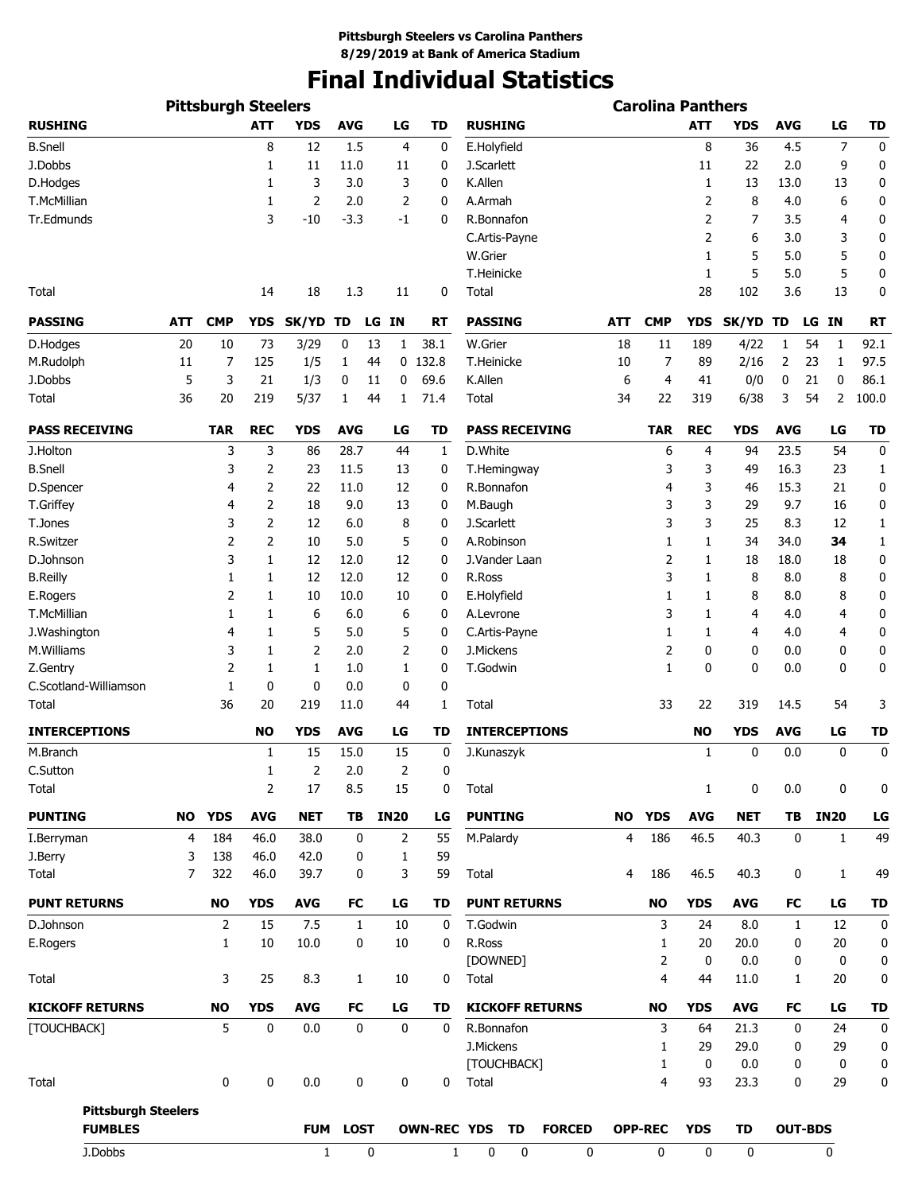**Pittsburgh Steelers vs Carolina Panthers**
**8/29/2019 at Bank of America Stadium**

# Final Individual Statistics

## Pittsburgh Steelers

| RUSHING | ATT | YDS | AVG | LG | TD |
|---|---|---|---|---|---|
| B.Snell | 8 | 12 | 1.5 | 4 | 0 |
| J.Dobbs | 1 | 11 | 11.0 | 11 | 0 |
| D.Hodges | 1 | 3 | 3.0 | 3 | 0 |
| T.McMillian | 1 | 2 | 2.0 | 2 | 0 |
| Tr.Edmunds | 3 | -10 | -3.3 | -1 | 0 |
| Total | 14 | 18 | 1.3 | 11 | 0 |

| PASSING | ATT | CMP | YDS | SK/YD | TD | LG | IN | RT |
|---|---|---|---|---|---|---|---|---|
| D.Hodges | 20 | 10 | 73 | 3/29 | 0 | 13 | 1 | 38.1 |
| M.Rudolph | 11 | 7 | 125 | 1/5 | 1 | 44 | 0 | 132.8 |
| J.Dobbs | 5 | 3 | 21 | 1/3 | 0 | 11 | 0 | 69.6 |
| Total | 36 | 20 | 219 | 5/37 | 1 | 44 | 1 | 71.4 |

| PASS RECEIVING | TAR | REC | YDS | AVG | LG | TD |
|---|---|---|---|---|---|---|
| J.Holton | 3 | 3 | 86 | 28.7 | 44 | 1 |
| B.Snell | 3 | 2 | 23 | 11.5 | 13 | 0 |
| D.Spencer | 4 | 2 | 22 | 11.0 | 12 | 0 |
| T.Griffey | 4 | 2 | 18 | 9.0 | 13 | 0 |
| T.Jones | 3 | 2 | 12 | 6.0 | 8 | 0 |
| R.Switzer | 2 | 2 | 10 | 5.0 | 5 | 0 |
| D.Johnson | 3 | 1 | 12 | 12.0 | 12 | 0 |
| B.Reilly | 1 | 1 | 12 | 12.0 | 12 | 0 |
| E.Rogers | 2 | 1 | 10 | 10.0 | 10 | 0 |
| T.McMillian | 1 | 1 | 6 | 6.0 | 6 | 0 |
| J.Washington | 4 | 1 | 5 | 5.0 | 5 | 0 |
| M.Williams | 3 | 1 | 2 | 2.0 | 2 | 0 |
| Z.Gentry | 2 | 1 | 1 | 1.0 | 1 | 0 |
| C.Scotland-Williamson | 1 | 0 | 0 | 0.0 | 0 | 0 |
| Total | 36 | 20 | 219 | 11.0 | 44 | 1 |

| INTERCEPTIONS | NO | YDS | AVG | LG | TD |
|---|---|---|---|---|---|
| M.Branch | 1 | 15 | 15.0 | 15 | 0 |
| C.Sutton | 1 | 2 | 2.0 | 2 | 0 |
| Total | 2 | 17 | 8.5 | 15 | 0 |

| PUNTING | NO | YDS | AVG | NET | TB | IN20 | LG |
|---|---|---|---|---|---|---|---|
| I.Berryman | 4 | 184 | 46.0 | 38.0 | 0 | 2 | 55 |
| J.Berry | 3 | 138 | 46.0 | 42.0 | 0 | 1 | 59 |
| Total | 7 | 322 | 46.0 | 39.7 | 0 | 3 | 59 |

| PUNT RETURNS | NO | YDS | AVG | FC | LG | TD |
|---|---|---|---|---|---|---|
| D.Johnson | 2 | 15 | 7.5 | 1 | 10 | 0 |
| E.Rogers | 1 | 10 | 10.0 | 0 | 10 | 0 |
| Total | 3 | 25 | 8.3 | 1 | 10 | 0 |

| KICKOFF RETURNS | NO | YDS | AVG | FC | LG | TD |
|---|---|---|---|---|---|---|
| [TOUCHBACK] | 5 | 0 | 0.0 | 0 | 0 | 0 |
| Total | 0 | 0 | 0.0 | 0 | 0 | 0 |

## Carolina Panthers

| RUSHING | ATT | YDS | AVG | LG | TD |
|---|---|---|---|---|---|
| E.Holyfield | 8 | 36 | 4.5 | 7 | 0 |
| J.Scarlett | 11 | 22 | 2.0 | 9 | 0 |
| K.Allen | 1 | 13 | 13.0 | 13 | 0 |
| A.Armah | 2 | 8 | 4.0 | 6 | 0 |
| R.Bonnafon | 2 | 7 | 3.5 | 4 | 0 |
| C.Artis-Payne | 2 | 6 | 3.0 | 3 | 0 |
| W.Grier | 1 | 5 | 5.0 | 5 | 0 |
| T.Heinicke | 1 | 5 | 5.0 | 5 | 0 |
| Total | 28 | 102 | 3.6 | 13 | 0 |

| PASSING | ATT | CMP | YDS | SK/YD | TD | LG | IN | RT |
|---|---|---|---|---|---|---|---|---|
| W.Grier | 18 | 11 | 189 | 4/22 | 1 | 54 | 1 | 92.1 |
| T.Heinicke | 10 | 7 | 89 | 2/16 | 2 | 23 | 1 | 97.5 |
| K.Allen | 6 | 4 | 41 | 0/0 | 0 | 21 | 0 | 86.1 |
| Total | 34 | 22 | 319 | 6/38 | 3 | 54 | 2 | 100.0 |

| PASS RECEIVING | TAR | REC | YDS | AVG | LG | TD |
|---|---|---|---|---|---|---|
| D.White | 6 | 4 | 94 | 23.5 | 54 | 0 |
| T.Hemingway | 3 | 3 | 49 | 16.3 | 23 | 1 |
| R.Bonnafon | 4 | 3 | 46 | 15.3 | 21 | 0 |
| M.Baugh | 3 | 3 | 29 | 9.7 | 16 | 0 |
| J.Scarlett | 3 | 3 | 25 | 8.3 | 12 | 1 |
| A.Robinson | 1 | 1 | 34 | 34.0 | **34** | 1 |
| J.Vander Laan | 2 | 1 | 18 | 18.0 | 18 | 0 |
| R.Ross | 3 | 1 | 8 | 8.0 | 8 | 0 |
| E.Holyfield | 1 | 1 | 8 | 8.0 | 8 | 0 |
| A.Levrone | 3 | 1 | 4 | 4.0 | 4 | 0 |
| C.Artis-Payne | 1 | 1 | 4 | 4.0 | 4 | 0 |
| J.Mickens | 2 | 0 | 0 | 0.0 | 0 | 0 |
| T.Godwin | 1 | 0 | 0 | 0.0 | 0 | 0 |
| Total | 33 | 22 | 319 | 14.5 | 54 | 3 |

| INTERCEPTIONS | NO | YDS | AVG | LG | TD |
|---|---|---|---|---|---|
| J.Kunaszyk | 1 | 0 | 0.0 | 0 | 0 |
| Total | 1 | 0 | 0.0 | 0 | 0 |

| PUNTING | NO | YDS | AVG | NET | TB | IN20 | LG |
|---|---|---|---|---|---|---|---|
| M.Palardy | 4 | 186 | 46.5 | 40.3 | 0 | 1 | 49 |
| Total | 4 | 186 | 46.5 | 40.3 | 0 | 1 | 49 |

| PUNT RETURNS | NO | YDS | AVG | FC | LG | TD |
|---|---|---|---|---|---|---|
| T.Godwin | 3 | 24 | 8.0 | 1 | 12 | 0 |
| R.Ross | 1 | 20 | 20.0 | 0 | 20 | 0 |
| [DOWNED] | 2 | 0 | 0.0 | 0 | 0 | 0 |
| Total | 4 | 44 | 11.0 | 1 | 20 | 0 |

| KICKOFF RETURNS | NO | YDS | AVG | FC | LG | TD |
|---|---|---|---|---|---|---|
| R.Bonnafon | 3 | 64 | 21.3 | 0 | 24 | 0 |
| J.Mickens | 1 | 29 | 29.0 | 0 | 29 | 0 |
| [TOUCHBACK] | 1 | 0 | 0.0 | 0 | 0 | 0 |
| Total | 4 | 93 | 23.3 | 0 | 29 | 0 |

**Pittsburgh Steelers**

| FUMBLES | FUM | LOST | OWN-REC | YDS | TD | FORCED | OPP-REC | YDS | TD | OUT-BDS |
|---|---|---|---|---|---|---|---|---|---|---|
| J.Dobbs | 1 | 0 | 1 | 0 | 0 | 0 | 0 | 0 | 0 | 0 |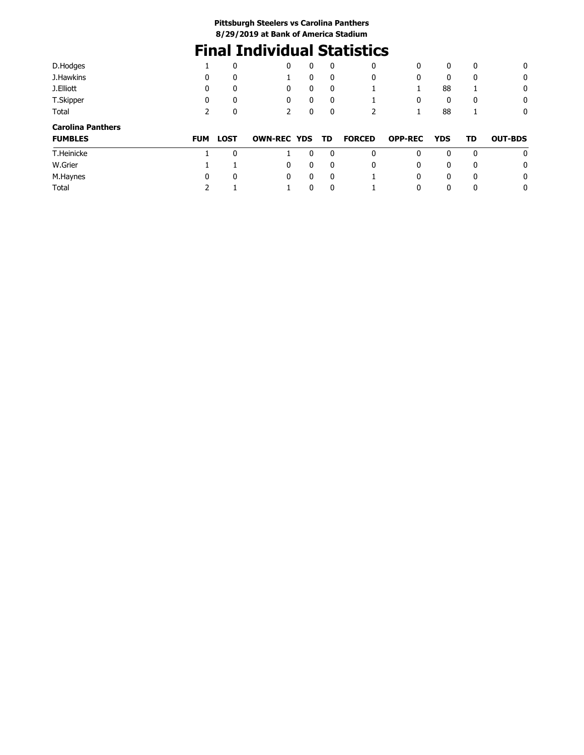**Pittsburgh Steelers vs Carolina Panthers**
**8/29/2019 at Bank of America Stadium**

# Final Individual Statistics

| | | | | | | | | | | |
|---|---|---|---|---|---|---|---|---|---|---|
| D.Hodges | 1 | 0 | 0 | 0 | 0 | 0 | 0 | 0 | 0 | 0 |
| J.Hawkins | 0 | 0 | 1 | 0 | 0 | 0 | 0 | 0 | 0 | 0 |
| J.Elliott | 0 | 0 | 0 | 0 | 0 | 1 | 1 | 88 | 1 | 0 |
| T.Skipper | 0 | 0 | 0 | 0 | 0 | 1 | 0 | 0 | 0 | 0 |
| Total | 2 | 0 | 2 | 0 | 0 | 2 | 1 | 88 | 1 | 0 |

**Carolina Panthers**

| FUMBLES | FUM | LOST | OWN-REC | YDS | TD | FORCED | OPP-REC | YDS | TD | OUT-BDS |
|---|---|---|---|---|---|---|---|---|---|---|
| T.Heinicke | 1 | 0 | 1 | 0 | 0 | 0 | 0 | 0 | 0 | 0 |
| W.Grier | 1 | 1 | 0 | 0 | 0 | 0 | 0 | 0 | 0 | 0 |
| M.Haynes | 0 | 0 | 0 | 0 | 0 | 1 | 0 | 0 | 0 | 0 |
| Total | 2 | 1 | 1 | 0 | 0 | 1 | 0 | 0 | 0 | 0 |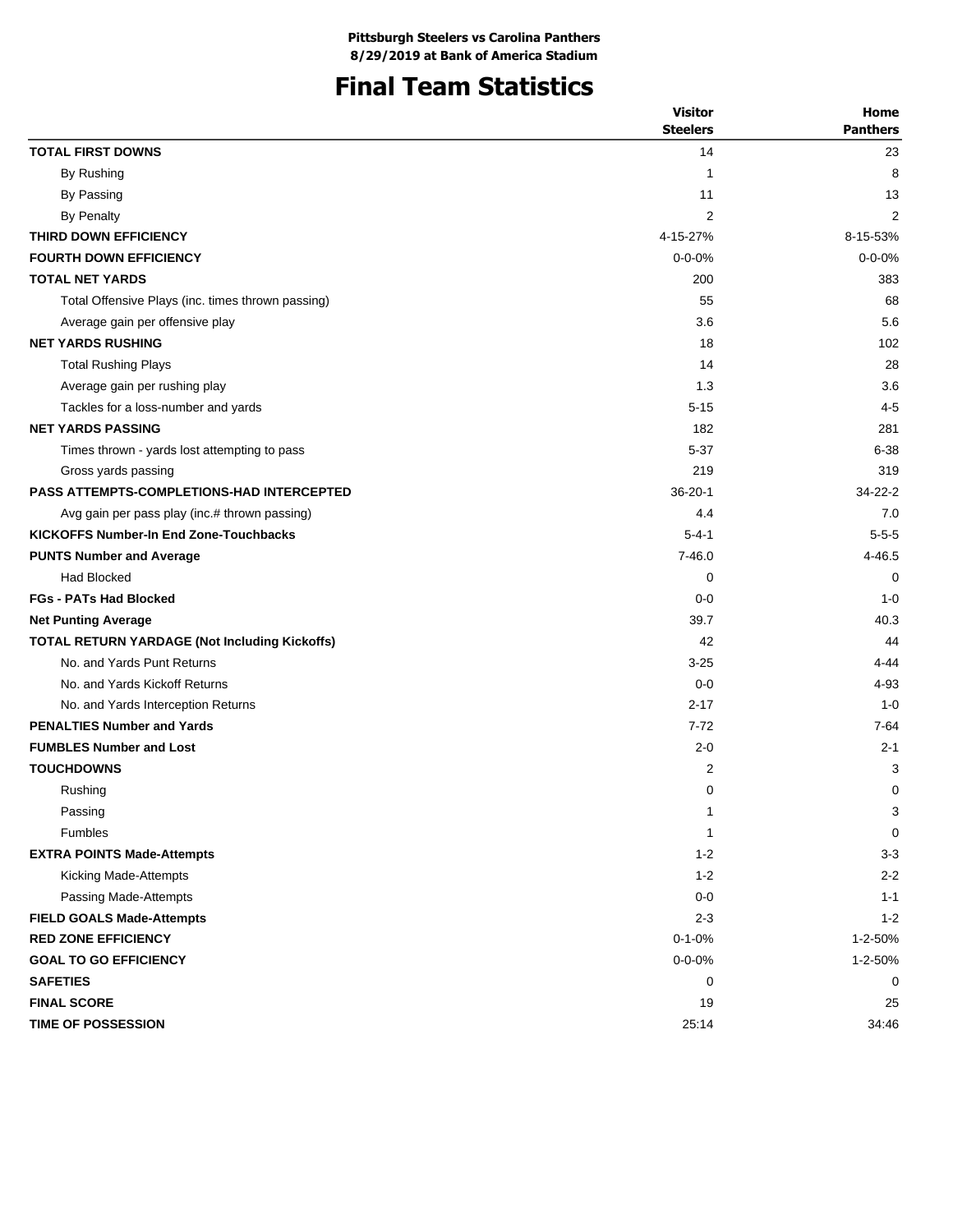**Pittsburgh Steelers vs Carolina Panthers**
**8/29/2019 at Bank of America Stadium**

# Final Team Statistics

| | Visitor Steelers | Home Panthers |
|---|---|---|
| **TOTAL FIRST DOWNS** | 14 | 23 |
| By Rushing | 1 | 8 |
| By Passing | 11 | 13 |
| By Penalty | 2 | 2 |
| **THIRD DOWN EFFICIENCY** | 4-15-27% | 8-15-53% |
| **FOURTH DOWN EFFICIENCY** | 0-0-0% | 0-0-0% |
| **TOTAL NET YARDS** | 200 | 383 |
| Total Offensive Plays (inc. times thrown passing) | 55 | 68 |
| Average gain per offensive play | 3.6 | 5.6 |
| **NET YARDS RUSHING** | 18 | 102 |
| Total Rushing Plays | 14 | 28 |
| Average gain per rushing play | 1.3 | 3.6 |
| Tackles for a loss-number and yards | 5-15 | 4-5 |
| **NET YARDS PASSING** | 182 | 281 |
| Times thrown - yards lost attempting to pass | 5-37 | 6-38 |
| Gross yards passing | 219 | 319 |
| **PASS ATTEMPTS-COMPLETIONS-HAD INTERCEPTED** | 36-20-1 | 34-22-2 |
| Avg gain per pass play (inc.# thrown passing) | 4.4 | 7.0 |
| **KICKOFFS Number-In End Zone-Touchbacks** | 5-4-1 | 5-5-5 |
| **PUNTS Number and Average** | 7-46.0 | 4-46.5 |
| Had Blocked | 0 | 0 |
| **FGs - PATs Had Blocked** | 0-0 | 1-0 |
| **Net Punting Average** | 39.7 | 40.3 |
| **TOTAL RETURN YARDAGE (Not Including Kickoffs)** | 42 | 44 |
| No. and Yards Punt Returns | 3-25 | 4-44 |
| No. and Yards Kickoff Returns | 0-0 | 4-93 |
| No. and Yards Interception Returns | 2-17 | 1-0 |
| **PENALTIES Number and Yards** | 7-72 | 7-64 |
| **FUMBLES Number and Lost** | 2-0 | 2-1 |
| **TOUCHDOWNS** | 2 | 3 |
| Rushing | 0 | 0 |
| Passing | 1 | 3 |
| Fumbles | 1 | 0 |
| **EXTRA POINTS Made-Attempts** | 1-2 | 3-3 |
| Kicking Made-Attempts | 1-2 | 2-2 |
| Passing Made-Attempts | 0-0 | 1-1 |
| **FIELD GOALS Made-Attempts** | 2-3 | 1-2 |
| **RED ZONE EFFICIENCY** | 0-1-0% | 1-2-50% |
| **GOAL TO GO EFFICIENCY** | 0-0-0% | 1-2-50% |
| **SAFETIES** | 0 | 0 |
| **FINAL SCORE** | 19 | 25 |
| **TIME OF POSSESSION** | 25:14 | 34:46 |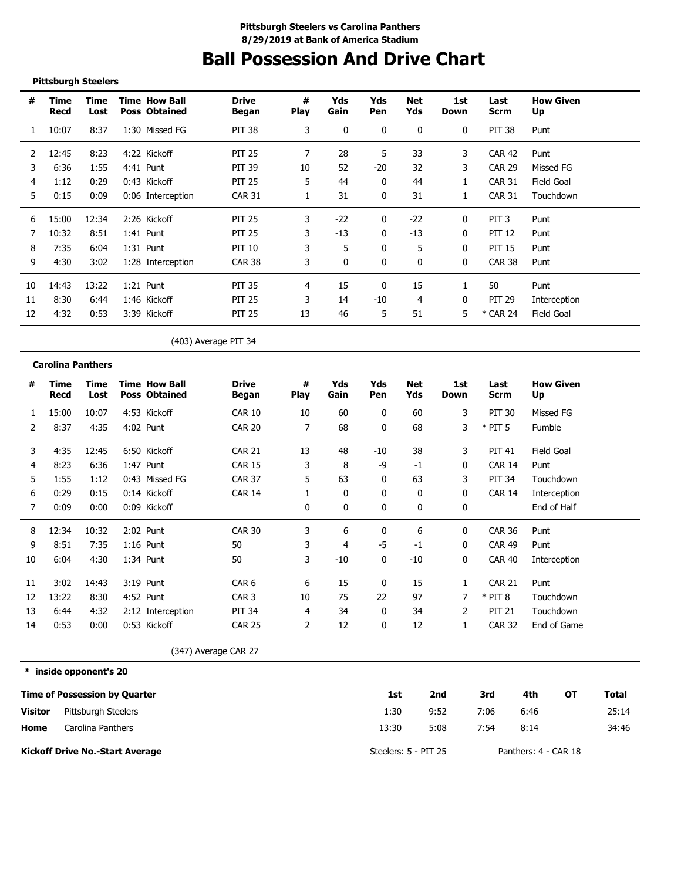**Pittsburgh Steelers vs Carolina Panthers**
**8/29/2019 at Bank of America Stadium**

# Ball Possession And Drive Chart

**Pittsburgh Steelers**

| # | Time Recd | Time Lost | Time Poss | How Ball Obtained | Drive Began | # Play | Yds Gain | Yds Pen | Net Yds | 1st Down | Last Scrm | How Given Up |
|---|---|---|---|---|---|---|---|---|---|---|---|---|
| 1 | 10:07 | 8:37 | 1:30 | Missed FG | PIT 38 | 3 | 0 | 0 | 0 | 0 | PIT 38 | Punt |
| 2 | 12:45 | 8:23 | 4:22 | Kickoff | PIT 25 | 7 | 28 | 5 | 33 | 3 | CAR 42 | Punt |
| 3 | 6:36 | 1:55 | 4:41 | Punt | PIT 39 | 10 | 52 | -20 | 32 | 3 | CAR 29 | Missed FG |
| 4 | 1:12 | 0:29 | 0:43 | Kickoff | PIT 25 | 5 | 44 | 0 | 44 | 1 | CAR 31 | Field Goal |
| 5 | 0:15 | 0:09 | 0:06 | Interception | CAR 31 | 1 | 31 | 0 | 31 | 1 | CAR 31 | Touchdown |
| 6 | 15:00 | 12:34 | 2:26 | Kickoff | PIT 25 | 3 | -22 | 0 | -22 | 0 | PIT 3 | Punt |
| 7 | 10:32 | 8:51 | 1:41 | Punt | PIT 25 | 3 | -13 | 0 | -13 | 0 | PIT 12 | Punt |
| 8 | 7:35 | 6:04 | 1:31 | Punt | PIT 10 | 3 | 5 | 0 | 5 | 0 | PIT 15 | Punt |
| 9 | 4:30 | 3:02 | 1:28 | Interception | CAR 38 | 3 | 0 | 0 | 0 | 0 | CAR 38 | Punt |
| 10 | 14:43 | 13:22 | 1:21 | Punt | PIT 35 | 4 | 15 | 0 | 15 | 1 | 50 | Punt |
| 11 | 8:30 | 6:44 | 1:46 | Kickoff | PIT 25 | 3 | 14 | -10 | 4 | 0 | PIT 29 | Interception |
| 12 | 4:32 | 0:53 | 3:39 | Kickoff | PIT 25 | 13 | 46 | 5 | 51 | 5 | * CAR 24 | Field Goal |

(403) Average PIT 34

**Carolina Panthers**

| # | Time Recd | Time Lost | Time Poss | How Ball Obtained | Drive Began | # Play | Yds Gain | Yds Pen | Net Yds | 1st Down | Last Scrm | How Given Up |
|---|---|---|---|---|---|---|---|---|---|---|---|---|
| 1 | 15:00 | 10:07 | 4:53 | Kickoff | CAR 10 | 10 | 60 | 0 | 60 | 3 | PIT 30 | Missed FG |
| 2 | 8:37 | 4:35 | 4:02 | Punt | CAR 20 | 7 | 68 | 0 | 68 | 3 | * PIT 5 | Fumble |
| 3 | 4:35 | 12:45 | 6:50 | Kickoff | CAR 21 | 13 | 48 | -10 | 38 | 3 | PIT 41 | Field Goal |
| 4 | 8:23 | 6:36 | 1:47 | Punt | CAR 15 | 3 | 8 | -9 | -1 | 0 | CAR 14 | Punt |
| 5 | 1:55 | 1:12 | 0:43 | Missed FG | CAR 37 | 5 | 63 | 0 | 63 | 3 | PIT 34 | Touchdown |
| 6 | 0:29 | 0:15 | 0:14 | Kickoff | CAR 14 | 1 | 0 | 0 | 0 | 0 | CAR 14 | Interception |
| 7 | 0:09 | 0:00 | 0:09 | Kickoff | | 0 | 0 | 0 | 0 | 0 | | End of Half |
| 8 | 12:34 | 10:32 | 2:02 | Punt | CAR 30 | 3 | 6 | 0 | 6 | 0 | CAR 36 | Punt |
| 9 | 8:51 | 7:35 | 1:16 | Punt | 50 | 3 | 4 | -5 | -1 | 0 | CAR 49 | Punt |
| 10 | 6:04 | 4:30 | 1:34 | Punt | 50 | 3 | -10 | 0 | -10 | 0 | CAR 40 | Interception |
| 11 | 3:02 | 14:43 | 3:19 | Punt | CAR 6 | 6 | 15 | 0 | 15 | 1 | CAR 21 | Punt |
| 12 | 13:22 | 8:30 | 4:52 | Punt | CAR 3 | 10 | 75 | 22 | 97 | 7 | * PIT 8 | Touchdown |
| 13 | 6:44 | 4:32 | 2:12 | Interception | PIT 34 | 4 | 34 | 0 | 34 | 2 | PIT 21 | Touchdown |
| 14 | 0:53 | 0:00 | 0:53 | Kickoff | CAR 25 | 2 | 12 | 0 | 12 | 1 | CAR 32 | End of Game |

(347) Average CAR 27

**\* inside opponent's 20**

| Time of Possession by Quarter | | 1st | 2nd | 3rd | 4th | OT | Total |
|---|---|---|---|---|---|---|---|
| **Visitor** | Pittsburgh Steelers | 1:30 | 9:52 | 7:06 | 6:46 | | 25:14 |
| **Home** | Carolina Panthers | 13:30 | 5:08 | 7:54 | 8:14 | | 34:46 |

**Kickoff Drive No.-Start Average** Steelers: 5 - PIT 25 Panthers: 4 - CAR 18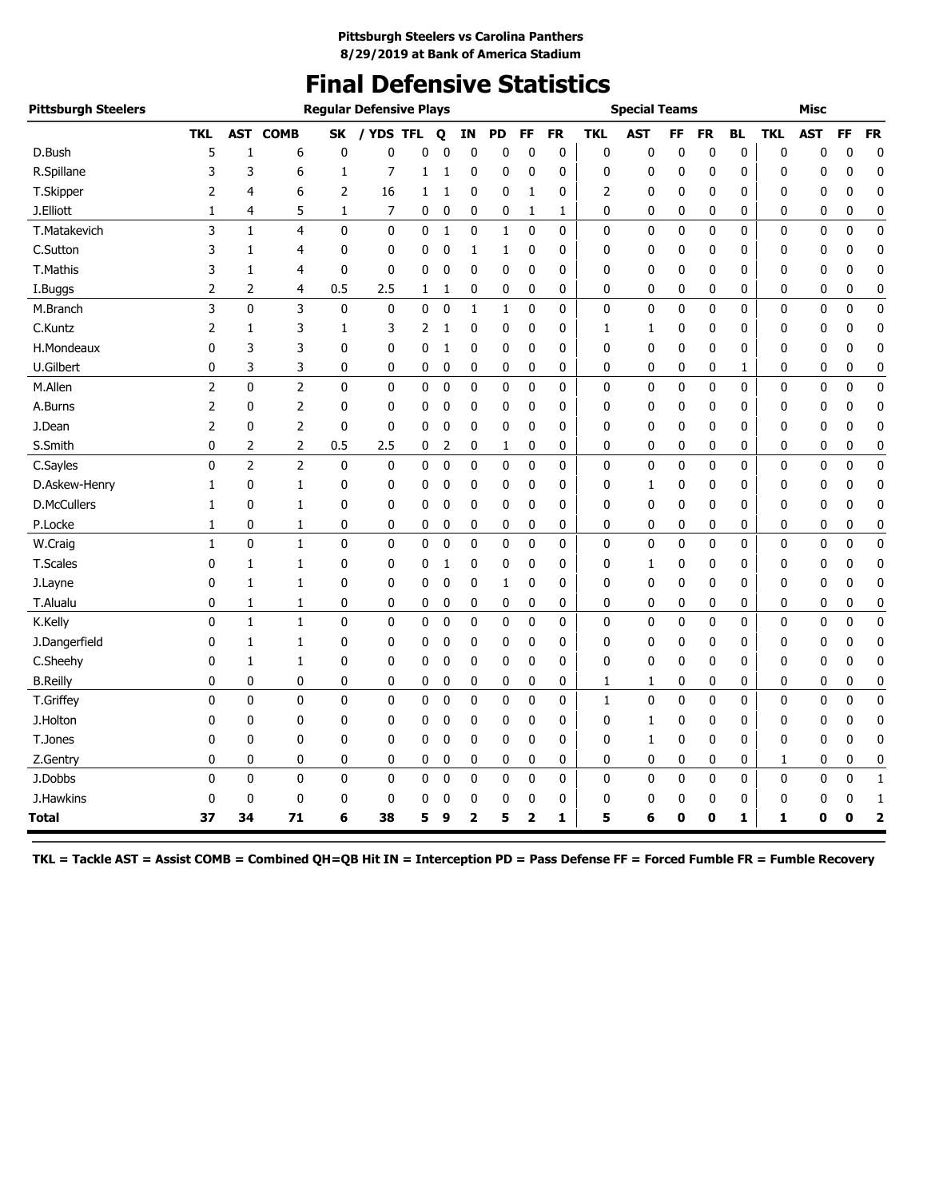**Pittsburgh Steelers vs Carolina Panthers**
**8/29/2019 at Bank of America Stadium**

# Final Defensive Statistics

| Pittsburgh Steelers | Regular Defensive Plays | | | | | | | | | | | Special Teams | | | | | Misc | | | |
|---|---|---|---|---|---|---|---|---|---|---|---|---|---|---|---|---|---|---|---|---|
| | TKL | AST | COMB | SK | / YDS | TFL | Q | IN | PD | FF | FR | TKL | AST | FF | FR | BL | TKL | AST | FF | FR |
| D.Bush | 5 | 1 | 6 | 0 | 0 | 0 | 0 | 0 | 0 | 0 | 0 | 0 | 0 | 0 | 0 | 0 | 0 | 0 | 0 | 0 |
| R.Spillane | 3 | 3 | 6 | 1 | 7 | 1 | 1 | 0 | 0 | 0 | 0 | 0 | 0 | 0 | 0 | 0 | 0 | 0 | 0 | 0 |
| T.Skipper | 2 | 4 | 6 | 2 | 16 | 1 | 1 | 0 | 0 | 1 | 0 | 2 | 0 | 0 | 0 | 0 | 0 | 0 | 0 | 0 |
| J.Elliott | 1 | 4 | 5 | 1 | 7 | 0 | 0 | 0 | 0 | 1 | 1 | 0 | 0 | 0 | 0 | 0 | 0 | 0 | 0 | 0 |
| T.Matakevich | 3 | 1 | 4 | 0 | 0 | 0 | 1 | 0 | 1 | 0 | 0 | 0 | 0 | 0 | 0 | 0 | 0 | 0 | 0 | 0 |
| C.Sutton | 3 | 1 | 4 | 0 | 0 | 0 | 0 | 1 | 1 | 0 | 0 | 0 | 0 | 0 | 0 | 0 | 0 | 0 | 0 | 0 |
| T.Mathis | 3 | 1 | 4 | 0 | 0 | 0 | 0 | 0 | 0 | 0 | 0 | 0 | 0 | 0 | 0 | 0 | 0 | 0 | 0 | 0 |
| I.Buggs | 2 | 2 | 4 | 0.5 | 2.5 | 1 | 1 | 0 | 0 | 0 | 0 | 0 | 0 | 0 | 0 | 0 | 0 | 0 | 0 | 0 |
| M.Branch | 3 | 0 | 3 | 0 | 0 | 0 | 0 | 1 | 1 | 0 | 0 | 0 | 0 | 0 | 0 | 0 | 0 | 0 | 0 | 0 |
| C.Kuntz | 2 | 1 | 3 | 1 | 3 | 2 | 1 | 0 | 0 | 0 | 0 | 1 | 1 | 0 | 0 | 0 | 0 | 0 | 0 | 0 |
| H.Mondeaux | 0 | 3 | 3 | 0 | 0 | 0 | 1 | 0 | 0 | 0 | 0 | 0 | 0 | 0 | 0 | 0 | 0 | 0 | 0 | 0 |
| U.Gilbert | 0 | 3 | 3 | 0 | 0 | 0 | 0 | 0 | 0 | 0 | 0 | 0 | 0 | 0 | 0 | 1 | 0 | 0 | 0 | 0 |
| M.Allen | 2 | 0 | 2 | 0 | 0 | 0 | 0 | 0 | 0 | 0 | 0 | 0 | 0 | 0 | 0 | 0 | 0 | 0 | 0 | 0 |
| A.Burns | 2 | 0 | 2 | 0 | 0 | 0 | 0 | 0 | 0 | 0 | 0 | 0 | 0 | 0 | 0 | 0 | 0 | 0 | 0 | 0 |
| J.Dean | 2 | 0 | 2 | 0 | 0 | 0 | 0 | 0 | 0 | 0 | 0 | 0 | 0 | 0 | 0 | 0 | 0 | 0 | 0 | 0 |
| S.Smith | 0 | 2 | 2 | 0.5 | 2.5 | 0 | 2 | 0 | 1 | 0 | 0 | 0 | 0 | 0 | 0 | 0 | 0 | 0 | 0 | 0 |
| C.Sayles | 0 | 2 | 2 | 0 | 0 | 0 | 0 | 0 | 0 | 0 | 0 | 0 | 0 | 0 | 0 | 0 | 0 | 0 | 0 | 0 |
| D.Askew-Henry | 1 | 0 | 1 | 0 | 0 | 0 | 0 | 0 | 0 | 0 | 0 | 0 | 1 | 0 | 0 | 0 | 0 | 0 | 0 | 0 |
| D.McCullers | 1 | 0 | 1 | 0 | 0 | 0 | 0 | 0 | 0 | 0 | 0 | 0 | 0 | 0 | 0 | 0 | 0 | 0 | 0 | 0 |
| P.Locke | 1 | 0 | 1 | 0 | 0 | 0 | 0 | 0 | 0 | 0 | 0 | 0 | 0 | 0 | 0 | 0 | 0 | 0 | 0 | 0 |
| W.Craig | 1 | 0 | 1 | 0 | 0 | 0 | 0 | 0 | 0 | 0 | 0 | 0 | 0 | 0 | 0 | 0 | 0 | 0 | 0 | 0 |
| T.Scales | 0 | 1 | 1 | 0 | 0 | 0 | 1 | 0 | 0 | 0 | 0 | 0 | 1 | 0 | 0 | 0 | 0 | 0 | 0 | 0 |
| J.Layne | 0 | 1 | 1 | 0 | 0 | 0 | 0 | 0 | 1 | 0 | 0 | 0 | 0 | 0 | 0 | 0 | 0 | 0 | 0 | 0 |
| T.Alualu | 0 | 1 | 1 | 0 | 0 | 0 | 0 | 0 | 0 | 0 | 0 | 0 | 0 | 0 | 0 | 0 | 0 | 0 | 0 | 0 |
| K.Kelly | 0 | 1 | 1 | 0 | 0 | 0 | 0 | 0 | 0 | 0 | 0 | 0 | 0 | 0 | 0 | 0 | 0 | 0 | 0 | 0 |
| J.Dangerfield | 0 | 1 | 1 | 0 | 0 | 0 | 0 | 0 | 0 | 0 | 0 | 0 | 0 | 0 | 0 | 0 | 0 | 0 | 0 | 0 |
| C.Sheehy | 0 | 1 | 1 | 0 | 0 | 0 | 0 | 0 | 0 | 0 | 0 | 0 | 0 | 0 | 0 | 0 | 0 | 0 | 0 | 0 |
| B.Reilly | 0 | 0 | 0 | 0 | 0 | 0 | 0 | 0 | 0 | 0 | 0 | 1 | 1 | 0 | 0 | 0 | 0 | 0 | 0 | 0 |
| T.Griffey | 0 | 0 | 0 | 0 | 0 | 0 | 0 | 0 | 0 | 0 | 0 | 1 | 0 | 0 | 0 | 0 | 0 | 0 | 0 | 0 |
| J.Holton | 0 | 0 | 0 | 0 | 0 | 0 | 0 | 0 | 0 | 0 | 0 | 0 | 1 | 0 | 0 | 0 | 0 | 0 | 0 | 0 |
| T.Jones | 0 | 0 | 0 | 0 | 0 | 0 | 0 | 0 | 0 | 0 | 0 | 0 | 1 | 0 | 0 | 0 | 0 | 0 | 0 | 0 |
| Z.Gentry | 0 | 0 | 0 | 0 | 0 | 0 | 0 | 0 | 0 | 0 | 0 | 0 | 0 | 0 | 0 | 0 | 1 | 0 | 0 | 0 |
| J.Dobbs | 0 | 0 | 0 | 0 | 0 | 0 | 0 | 0 | 0 | 0 | 0 | 0 | 0 | 0 | 0 | 0 | 0 | 0 | 0 | 1 |
| J.Hawkins | 0 | 0 | 0 | 0 | 0 | 0 | 0 | 0 | 0 | 0 | 0 | 0 | 0 | 0 | 0 | 0 | 0 | 0 | 0 | 1 |
| **Total** | **37** | **34** | **71** | **6** | **38** | **5** | **9** | **2** | **5** | **2** | **1** | **5** | **6** | **0** | **0** | **1** | **1** | **0** | **0** | **2** |

**TKL = Tackle AST = Assist COMB = Combined QH=QB Hit IN = Interception PD = Pass Defense FF = Forced Fumble FR = Fumble Recovery**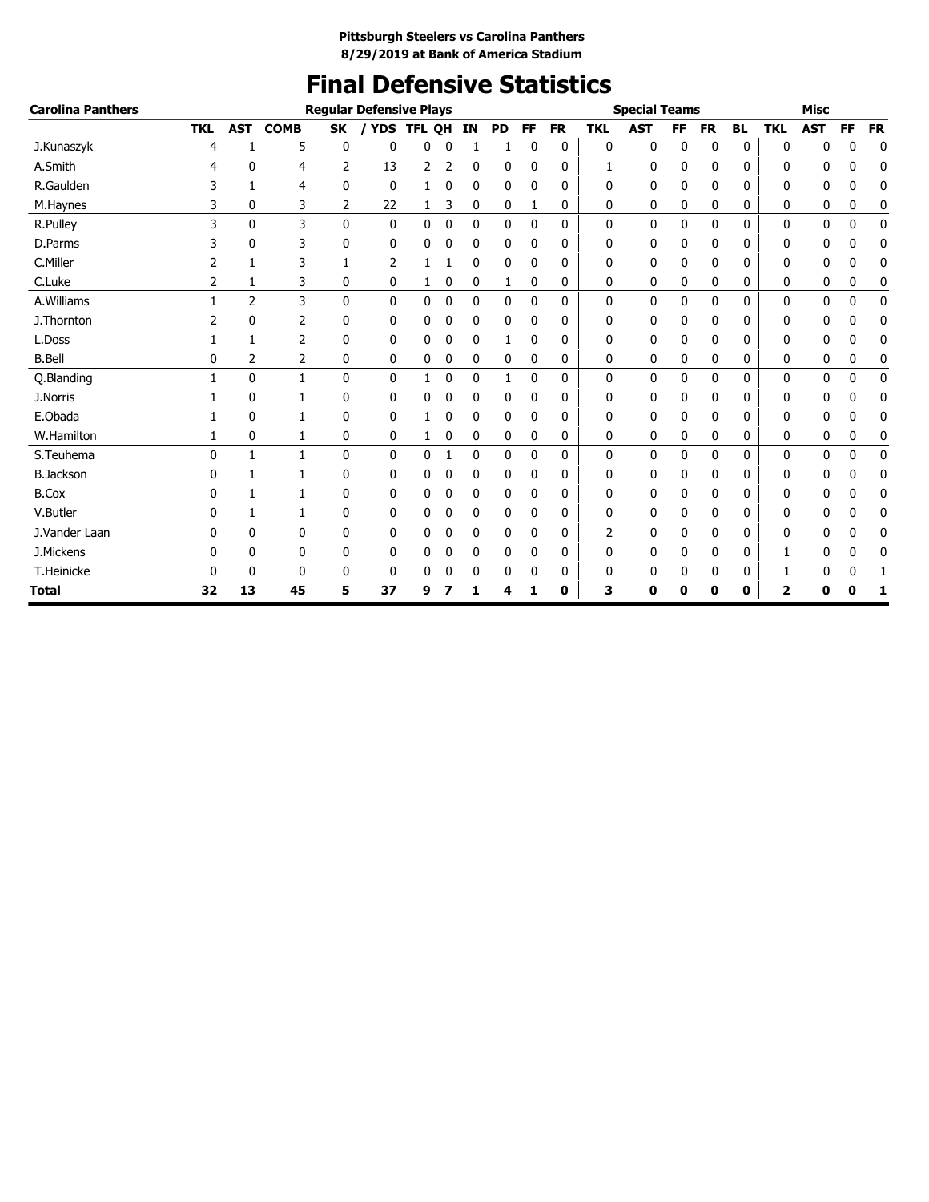**Pittsburgh Steelers vs Carolina Panthers**
**8/29/2019 at Bank of America Stadium**

# Final Defensive Statistics

| Carolina Panthers | Regular Defensive Plays | | | | | | | | | | | Special Teams | | | | | Misc | | | |
|---|---|---|---|---|---|---|---|---|---|---|---|---|---|---|---|---|---|---|---|---|
| | TKL | AST | COMB | SK | / YDS | TFL | QH | IN | PD | FF | FR | TKL | AST | FF | FR | BL | TKL | AST | FF | FR |
| J.Kunaszyk | 4 | 1 | 5 | 0 | 0 | 0 | 0 | 1 | 1 | 0 | 0 | 0 | 0 | 0 | 0 | 0 | 0 | 0 | 0 | 0 |
| A.Smith | 4 | 0 | 4 | 2 | 13 | 2 | 2 | 0 | 0 | 0 | 0 | 1 | 0 | 0 | 0 | 0 | 0 | 0 | 0 | 0 |
| R.Gaulden | 3 | 1 | 4 | 0 | 0 | 1 | 0 | 0 | 0 | 0 | 0 | 0 | 0 | 0 | 0 | 0 | 0 | 0 | 0 | 0 |
| M.Haynes | 3 | 0 | 3 | 2 | 22 | 1 | 3 | 0 | 0 | 1 | 0 | 0 | 0 | 0 | 0 | 0 | 0 | 0 | 0 | 0 |
| R.Pulley | 3 | 0 | 3 | 0 | 0 | 0 | 0 | 0 | 0 | 0 | 0 | 0 | 0 | 0 | 0 | 0 | 0 | 0 | 0 | 0 |
| D.Parms | 3 | 0 | 3 | 0 | 0 | 0 | 0 | 0 | 0 | 0 | 0 | 0 | 0 | 0 | 0 | 0 | 0 | 0 | 0 | 0 |
| C.Miller | 2 | 1 | 3 | 1 | 2 | 1 | 1 | 0 | 0 | 0 | 0 | 0 | 0 | 0 | 0 | 0 | 0 | 0 | 0 | 0 |
| C.Luke | 2 | 1 | 3 | 0 | 0 | 1 | 0 | 0 | 1 | 0 | 0 | 0 | 0 | 0 | 0 | 0 | 0 | 0 | 0 | 0 |
| A.Williams | 1 | 2 | 3 | 0 | 0 | 0 | 0 | 0 | 0 | 0 | 0 | 0 | 0 | 0 | 0 | 0 | 0 | 0 | 0 | 0 |
| J.Thornton | 2 | 0 | 2 | 0 | 0 | 0 | 0 | 0 | 0 | 0 | 0 | 0 | 0 | 0 | 0 | 0 | 0 | 0 | 0 | 0 |
| L.Doss | 1 | 1 | 2 | 0 | 0 | 0 | 0 | 0 | 1 | 0 | 0 | 0 | 0 | 0 | 0 | 0 | 0 | 0 | 0 | 0 |
| B.Bell | 0 | 2 | 2 | 0 | 0 | 0 | 0 | 0 | 0 | 0 | 0 | 0 | 0 | 0 | 0 | 0 | 0 | 0 | 0 | 0 |
| Q.Blanding | 1 | 0 | 1 | 0 | 0 | 1 | 0 | 0 | 1 | 0 | 0 | 0 | 0 | 0 | 0 | 0 | 0 | 0 | 0 | 0 |
| J.Norris | 1 | 0 | 1 | 0 | 0 | 0 | 0 | 0 | 0 | 0 | 0 | 0 | 0 | 0 | 0 | 0 | 0 | 0 | 0 | 0 |
| E.Obada | 1 | 0 | 1 | 0 | 0 | 1 | 0 | 0 | 0 | 0 | 0 | 0 | 0 | 0 | 0 | 0 | 0 | 0 | 0 | 0 |
| W.Hamilton | 1 | 0 | 1 | 0 | 0 | 1 | 0 | 0 | 0 | 0 | 0 | 0 | 0 | 0 | 0 | 0 | 0 | 0 | 0 | 0 |
| S.Teuhema | 0 | 1 | 1 | 0 | 0 | 0 | 1 | 0 | 0 | 0 | 0 | 0 | 0 | 0 | 0 | 0 | 0 | 0 | 0 | 0 |
| B.Jackson | 0 | 1 | 1 | 0 | 0 | 0 | 0 | 0 | 0 | 0 | 0 | 0 | 0 | 0 | 0 | 0 | 0 | 0 | 0 | 0 |
| B.Cox | 0 | 1 | 1 | 0 | 0 | 0 | 0 | 0 | 0 | 0 | 0 | 0 | 0 | 0 | 0 | 0 | 0 | 0 | 0 | 0 |
| V.Butler | 0 | 1 | 1 | 0 | 0 | 0 | 0 | 0 | 0 | 0 | 0 | 0 | 0 | 0 | 0 | 0 | 0 | 0 | 0 | 0 |
| J.Vander Laan | 0 | 0 | 0 | 0 | 0 | 0 | 0 | 0 | 0 | 0 | 0 | 2 | 0 | 0 | 0 | 0 | 0 | 0 | 0 | 0 |
| J.Mickens | 0 | 0 | 0 | 0 | 0 | 0 | 0 | 0 | 0 | 0 | 0 | 0 | 0 | 0 | 0 | 0 | 1 | 0 | 0 | 0 |
| T.Heinicke | 0 | 0 | 0 | 0 | 0 | 0 | 0 | 0 | 0 | 0 | 0 | 0 | 0 | 0 | 0 | 0 | 1 | 0 | 0 | 1 |
| **Total** | **32** | **13** | **45** | **5** | **37** | **9** | **7** | **1** | **4** | **1** | **0** | **3** | **0** | **0** | **0** | **0** | **2** | **0** | **0** | **1** |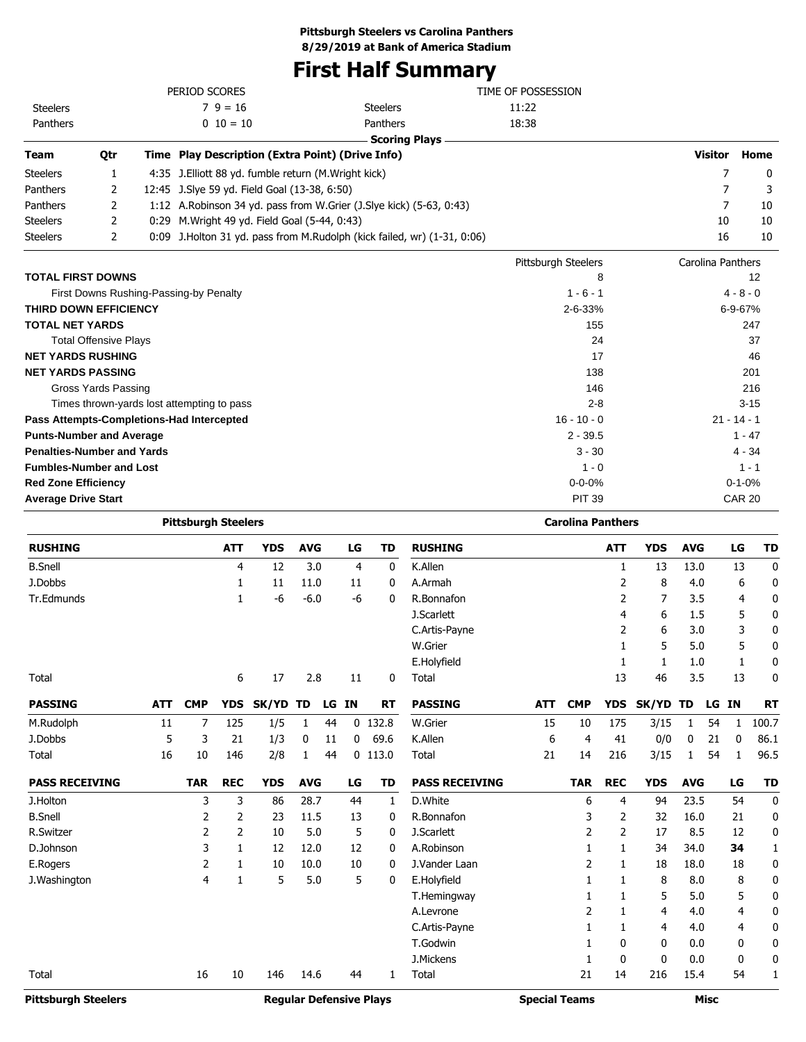**Pittsburgh Steelers vs Carolina Panthers**
**8/29/2019 at Bank of America Stadium**

# First Half Summary

| PERIOD SCORES | | | TIME OF POSSESSION | |
|---|---|---|---|---|
| Steelers | 7 9 = 16 | | Steelers | 11:22 |
| Panthers | 0 10 = 10 | | Panthers | 18:38 |

**Scoring Plays**

| Team | Qtr | Time | Play Description (Extra Point) (Drive Info) | Visitor | Home |
|---|---|---|---|---|---|
| Steelers | 1 | 4:35 | J.Elliott 88 yd. fumble return (M.Wright kick) | 7 | 0 |
| Panthers | 2 | 12:45 | J.Slye 59 yd. Field Goal (13-38, 6:50) | 7 | 3 |
| Panthers | 2 | 1:12 | A.Robinson 34 yd. pass from W.Grier (J.Slye kick) (5-63, 0:43) | 7 | 10 |
| Steelers | 2 | 0:29 | M.Wright 49 yd. Field Goal (5-44, 0:43) | 10 | 10 |
| Steelers | 2 | 0:09 | J.Holton 31 yd. pass from M.Rudolph (kick failed, wr) (1-31, 0:06) | 16 | 10 |

| | Pittsburgh Steelers | Carolina Panthers |
|---|---|---|
| **TOTAL FIRST DOWNS** | 8 | 12 |
| First Downs Rushing-Passing-by Penalty | 1 - 6 - 1 | 4 - 8 - 0 |
| **THIRD DOWN EFFICIENCY** | 2-6-33% | 6-9-67% |
| **TOTAL NET YARDS** | 155 | 247 |
| Total Offensive Plays | 24 | 37 |
| **NET YARDS RUSHING** | 17 | 46 |
| **NET YARDS PASSING** | 138 | 201 |
| Gross Yards Passing | 146 | 216 |
| Times thrown-yards lost attempting to pass | 2-8 | 3-15 |
| **Pass Attempts-Completions-Had Intercepted** | 16 - 10 - 0 | 21 - 14 - 1 |
| **Punts-Number and Average** | 2 - 39.5 | 1 - 47 |
| **Penalties-Number and Yards** | 3 - 30 | 4 - 34 |
| **Fumbles-Number and Lost** | 1 - 0 | 1 - 1 |
| **Red Zone Efficiency** | 0-0-0% | 0-1-0% |
| **Average Drive Start** | PIT 39 | CAR 20 |

## Pittsburgh Steelers

| RUSHING | ATT | YDS | AVG | LG | TD |
|---|---|---|---|---|---|
| B.Snell | 4 | 12 | 3.0 | 4 | 0 |
| J.Dobbs | 1 | 11 | 11.0 | 11 | 0 |
| Tr.Edmunds | 1 | -6 | -6.0 | -6 | 0 |
| Total | 6 | 17 | 2.8 | 11 | 0 |

| PASSING | ATT | CMP | YDS | SK/YD | TD | LG | IN | RT |
|---|---|---|---|---|---|---|---|---|
| M.Rudolph | 11 | 7 | 125 | 1/5 | 1 | 44 | 0 | 132.8 |
| J.Dobbs | 5 | 3 | 21 | 1/3 | 0 | 11 | 0 | 69.6 |
| Total | 16 | 10 | 146 | 2/8 | 1 | 44 | 0 | 113.0 |

| PASS RECEIVING | TAR | REC | YDS | AVG | LG | TD |
|---|---|---|---|---|---|---|
| J.Holton | 3 | 3 | 86 | 28.7 | 44 | 1 |
| B.Snell | 2 | 2 | 23 | 11.5 | 13 | 0 |
| R.Switzer | 2 | 2 | 10 | 5.0 | 5 | 0 |
| D.Johnson | 3 | 1 | 12 | 12.0 | 12 | 0 |
| E.Rogers | 2 | 1 | 10 | 10.0 | 10 | 0 |
| J.Washington | 4 | 1 | 5 | 5.0 | 5 | 0 |
| Total | 16 | 10 | 146 | 14.6 | 44 | 1 |

## Carolina Panthers

| RUSHING | ATT | YDS | AVG | LG | TD |
|---|---|---|---|---|---|
| K.Allen | 1 | 13 | 13.0 | 13 | 0 |
| A.Armah | 2 | 8 | 4.0 | 6 | 0 |
| R.Bonnafon | 2 | 7 | 3.5 | 4 | 0 |
| J.Scarlett | 4 | 6 | 1.5 | 5 | 0 |
| C.Artis-Payne | 2 | 6 | 3.0 | 3 | 0 |
| W.Grier | 1 | 5 | 5.0 | 5 | 0 |
| E.Holyfield | 1 | 1 | 1.0 | 1 | 0 |
| Total | 13 | 46 | 3.5 | 13 | 0 |

| PASSING | ATT | CMP | YDS | SK/YD | TD | LG | IN | RT |
|---|---|---|---|---|---|---|---|---|
| W.Grier | 15 | 10 | 175 | 3/15 | 1 | 54 | 1 | 100.7 |
| K.Allen | 6 | 4 | 41 | 0/0 | 0 | 21 | 0 | 86.1 |
| Total | 21 | 14 | 216 | 3/15 | 1 | 54 | 1 | 96.5 |

| PASS RECEIVING | TAR | REC | YDS | AVG | LG | TD |
|---|---|---|---|---|---|---|
| D.White | 6 | 4 | 94 | 23.5 | 54 | 0 |
| R.Bonnafon | 3 | 2 | 32 | 16.0 | 21 | 0 |
| J.Scarlett | 2 | 2 | 17 | 8.5 | 12 | 0 |
| A.Robinson | 1 | 1 | 34 | 34.0 | **34** | 1 |
| J.Vander Laan | 2 | 1 | 18 | 18.0 | 18 | 0 |
| E.Holyfield | 1 | 1 | 8 | 8.0 | 8 | 0 |
| T.Hemingway | 1 | 1 | 5 | 5.0 | 5 | 0 |
| A.Levrone | 2 | 1 | 4 | 4.0 | 4 | 0 |
| C.Artis-Payne | 1 | 1 | 4 | 4.0 | 4 | 0 |
| T.Godwin | 1 | 0 | 0 | 0.0 | 0 | 0 |
| J.Mickens | 1 | 0 | 0 | 0.0 | 0 | 0 |
| Total | 21 | 14 | 216 | 15.4 | 54 | 1 |

**Pittsburgh Steelers** | **Regular Defensive Plays** | **Special Teams** | **Misc**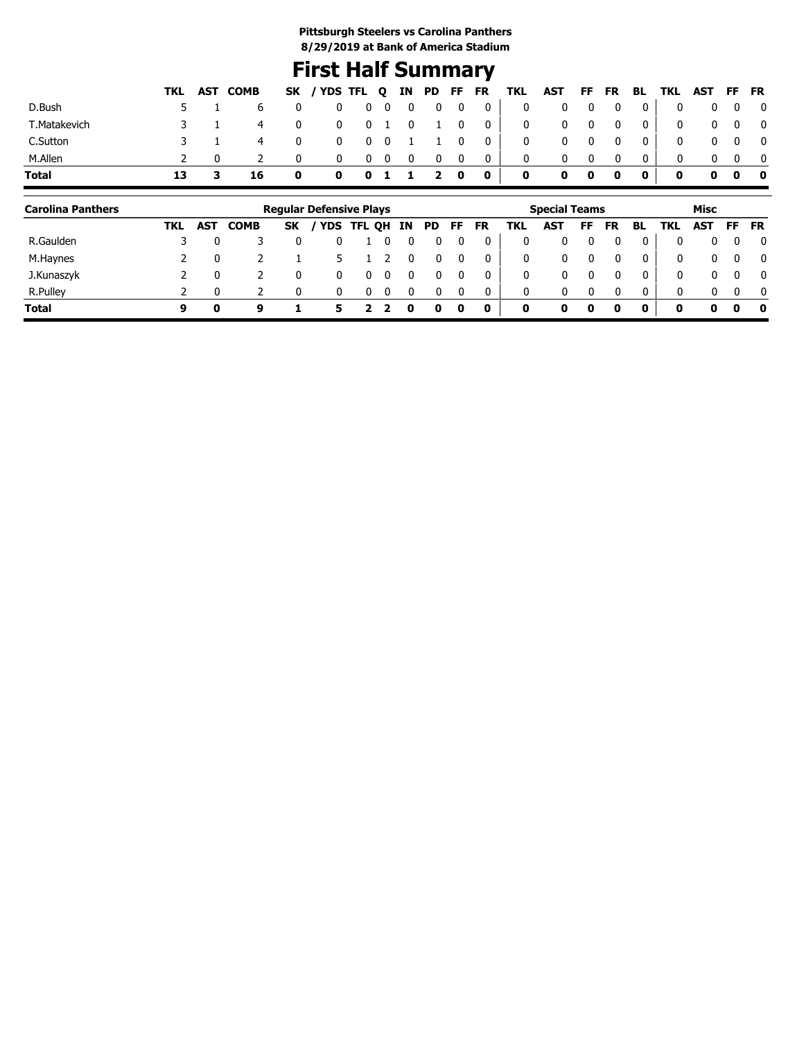**Pittsburgh Steelers vs Carolina Panthers**
**8/29/2019 at Bank of America Stadium**

# First Half Summary

| | TKL | AST | COMB | SK | / YDS | TFL | Q | IN | PD | FF | FR | TKL | AST | FF | FR | BL | TKL | AST | FF | FR |
|---|---|---|---|---|---|---|---|---|---|---|---|---|---|---|---|---|---|---|---|---|
| D.Bush | 5 | 1 | 6 | 0 | 0 | 0 | 0 | 0 | 0 | 0 | 0 | 0 | 0 | 0 | 0 | 0 | 0 | 0 | 0 | 0 |
| T.Matakevich | 3 | 1 | 4 | 0 | 0 | 0 | 1 | 0 | 1 | 0 | 0 | 0 | 0 | 0 | 0 | 0 | 0 | 0 | 0 | 0 |
| C.Sutton | 3 | 1 | 4 | 0 | 0 | 0 | 0 | 1 | 1 | 0 | 0 | 0 | 0 | 0 | 0 | 0 | 0 | 0 | 0 | 0 |
| M.Allen | 2 | 0 | 2 | 0 | 0 | 0 | 0 | 0 | 0 | 0 | 0 | 0 | 0 | 0 | 0 | 0 | 0 | 0 | 0 | 0 |
| **Total** | **13** | **3** | **16** | **0** | **0** | **0** | **1** | **1** | **2** | **0** | **0** | **0** | **0** | **0** | **0** | **0** | **0** | **0** | **0** | **0** |

| Carolina Panthers | Regular Defensive Plays | | | | | | | | | | | Special Teams | | | | | Misc | | | |
|---|---|---|---|---|---|---|---|---|---|---|---|---|---|---|---|---|---|---|---|---|
| | TKL | AST | COMB | SK | / YDS | TFL | QH | IN | PD | FF | FR | TKL | AST | FF | FR | BL | TKL | AST | FF | FR |
| R.Gaulden | 3 | 0 | 3 | 0 | 0 | 1 | 0 | 0 | 0 | 0 | 0 | 0 | 0 | 0 | 0 | 0 | 0 | 0 | 0 | 0 |
| M.Haynes | 2 | 0 | 2 | 1 | 5 | 1 | 2 | 0 | 0 | 0 | 0 | 0 | 0 | 0 | 0 | 0 | 0 | 0 | 0 | 0 |
| J.Kunaszyk | 2 | 0 | 2 | 0 | 0 | 0 | 0 | 0 | 0 | 0 | 0 | 0 | 0 | 0 | 0 | 0 | 0 | 0 | 0 | 0 |
| R.Pulley | 2 | 0 | 2 | 0 | 0 | 0 | 0 | 0 | 0 | 0 | 0 | 0 | 0 | 0 | 0 | 0 | 0 | 0 | 0 | 0 |
| **Total** | **9** | **0** | **9** | **1** | **5** | **2** | **2** | **0** | **0** | **0** | **0** | **0** | **0** | **0** | **0** | **0** | **0** | **0** | **0** | **0** |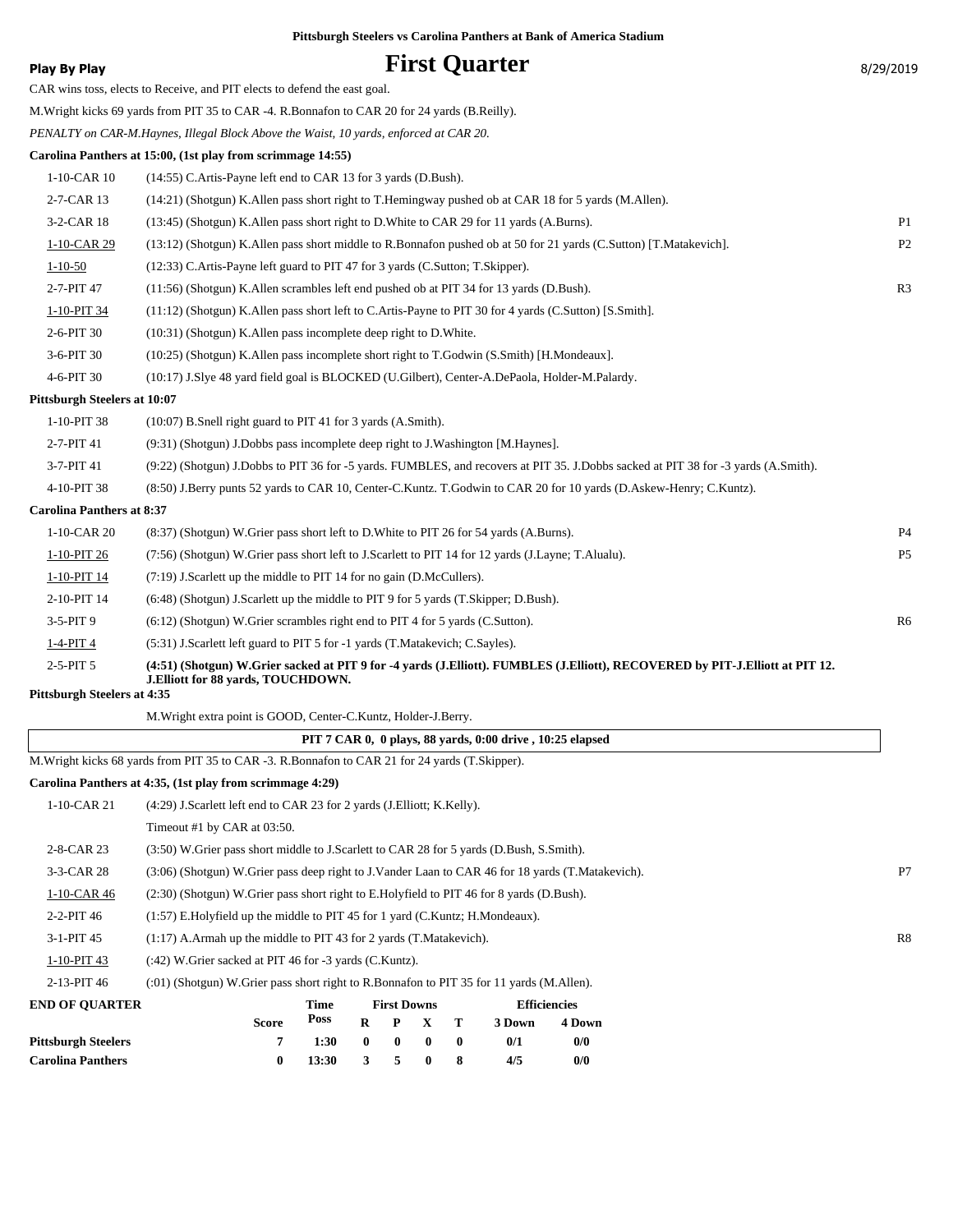Pittsburgh Steelers vs Carolina Panthers at Bank of America Stadium

**Play By Play**

# First Quarter

8/29/2019

CAR wins toss, elects to Receive, and PIT elects to defend the east goal.

M.Wright kicks 69 yards from PIT 35 to CAR -4. R.Bonnafon to CAR 20 for 24 yards (B.Reilly).

*PENALTY on CAR-M.Haynes, Illegal Block Above the Waist, 10 yards, enforced at CAR 20.*

**Carolina Panthers at 15:00, (1st play from scrimmage 14:55)**

| Down | Play | |
|---|---|---|
| 1-10-CAR 10 | (14:55) C.Artis-Payne left end to CAR 13 for 3 yards (D.Bush). | |
| 2-7-CAR 13 | (14:21) (Shotgun) K.Allen pass short right to T.Hemingway pushed ob at CAR 18 for 5 yards (M.Allen). | |
| 3-2-CAR 18 | (13:45) (Shotgun) K.Allen pass short right to D.White to CAR 29 for 11 yards (A.Burns). | P1 |
| 1-10-CAR 29 | (13:12) (Shotgun) K.Allen pass short middle to R.Bonnafon pushed ob at 50 for 21 yards (C.Sutton) [T.Matakevich]. | P2 |
| 1-10-50 | (12:33) C.Artis-Payne left guard to PIT 47 for 3 yards (C.Sutton; T.Skipper). | |
| 2-7-PIT 47 | (11:56) (Shotgun) K.Allen scrambles left end pushed ob at PIT 34 for 13 yards (D.Bush). | R3 |
| 1-10-PIT 34 | (11:12) (Shotgun) K.Allen pass short left to C.Artis-Payne to PIT 30 for 4 yards (C.Sutton) [S.Smith]. | |
| 2-6-PIT 30 | (10:31) (Shotgun) K.Allen pass incomplete deep right to D.White. | |
| 3-6-PIT 30 | (10:25) (Shotgun) K.Allen pass incomplete short right to T.Godwin (S.Smith) [H.Mondeaux]. | |
| 4-6-PIT 30 | (10:17) J.Slye 48 yard field goal is BLOCKED (U.Gilbert), Center-A.DePaola, Holder-M.Palardy. | |

**Pittsburgh Steelers at 10:07**

| Down | Play | |
|---|---|---|
| 1-10-PIT 38 | (10:07) B.Snell right guard to PIT 41 for 3 yards (A.Smith). | |
| 2-7-PIT 41 | (9:31) (Shotgun) J.Dobbs pass incomplete deep right to J.Washington [M.Haynes]. | |
| 3-7-PIT 41 | (9:22) (Shotgun) J.Dobbs to PIT 36 for -5 yards. FUMBLES, and recovers at PIT 35. J.Dobbs sacked at PIT 38 for -3 yards (A.Smith). | |
| 4-10-PIT 38 | (8:50) J.Berry punts 52 yards to CAR 10, Center-C.Kuntz. T.Godwin to CAR 20 for 10 yards (D.Askew-Henry; C.Kuntz). | |

**Carolina Panthers at 8:37**

| Down | Play | |
|---|---|---|
| 1-10-CAR 20 | (8:37) (Shotgun) W.Grier pass short left to D.White to PIT 26 for 54 yards (A.Burns). | P4 |
| 1-10-PIT 26 | (7:56) (Shotgun) W.Grier pass short left to J.Scarlett to PIT 14 for 12 yards (J.Layne; T.Alualu). | P5 |
| 1-10-PIT 14 | (7:19) J.Scarlett up the middle to PIT 14 for no gain (D.McCullers). | |
| 2-10-PIT 14 | (6:48) (Shotgun) J.Scarlett up the middle to PIT 9 for 5 yards (T.Skipper; D.Bush). | |
| 3-5-PIT 9 | (6:12) (Shotgun) W.Grier scrambles right end to PIT 4 for 5 yards (C.Sutton). | R6 |
| 1-4-PIT 4 | (5:31) J.Scarlett left guard to PIT 5 for -1 yards (T.Matakevich; C.Sayles). | |
| 2-5-PIT 5 | **(4:51) (Shotgun) W.Grier sacked at PIT 9 for -4 yards (J.Elliott). FUMBLES (J.Elliott), RECOVERED by PIT-J.Elliott at PIT 12. J.Elliott for 88 yards, TOUCHDOWN.** | |

**Pittsburgh Steelers at 4:35**

M.Wright extra point is GOOD, Center-C.Kuntz, Holder-J.Berry.

**PIT 7 CAR 0, 0 plays, 88 yards, 0:00 drive , 10:25 elapsed**

M.Wright kicks 68 yards from PIT 35 to CAR -3. R.Bonnafon to CAR 21 for 24 yards (T.Skipper).

**Carolina Panthers at 4:35, (1st play from scrimmage 4:29)**

| Down | Play | |
|---|---|---|
| 1-10-CAR 21 | (4:29) J.Scarlett left end to CAR 23 for 2 yards (J.Elliott; K.Kelly). | |
| | Timeout #1 by CAR at 03:50. | |
| 2-8-CAR 23 | (3:50) W.Grier pass short middle to J.Scarlett to CAR 28 for 5 yards (D.Bush, S.Smith). | |
| 3-3-CAR 28 | (3:06) (Shotgun) W.Grier pass deep right to J.Vander Laan to CAR 46 for 18 yards (T.Matakevich). | P7 |
| 1-10-CAR 46 | (2:30) (Shotgun) W.Grier pass short right to E.Holyfield to PIT 46 for 8 yards (D.Bush). | |
| 2-2-PIT 46 | (1:57) E.Holyfield up the middle to PIT 45 for 1 yard (C.Kuntz; H.Mondeaux). | |
| 3-1-PIT 45 | (1:17) A.Armah up the middle to PIT 43 for 2 yards (T.Matakevich). | R8 |
| 1-10-PIT 43 | (:42) W.Grier sacked at PIT 46 for -3 yards (C.Kuntz). | |
| 2-13-PIT 46 | (:01) (Shotgun) W.Grier pass short right to R.Bonnafon to PIT 35 for 11 yards (M.Allen). | |

| END OF QUARTER | Score | Time Poss | First Downs R | P | X | T | Efficiencies 3 Down | 4 Down |
|---|---|---|---|---|---|---|---|---|
| Pittsburgh Steelers | 7 | 1:30 | 0 | 0 | 0 | 0 | 0/1 | 0/0 |
| Carolina Panthers | 0 | 13:30 | 3 | 5 | 0 | 8 | 4/5 | 0/0 |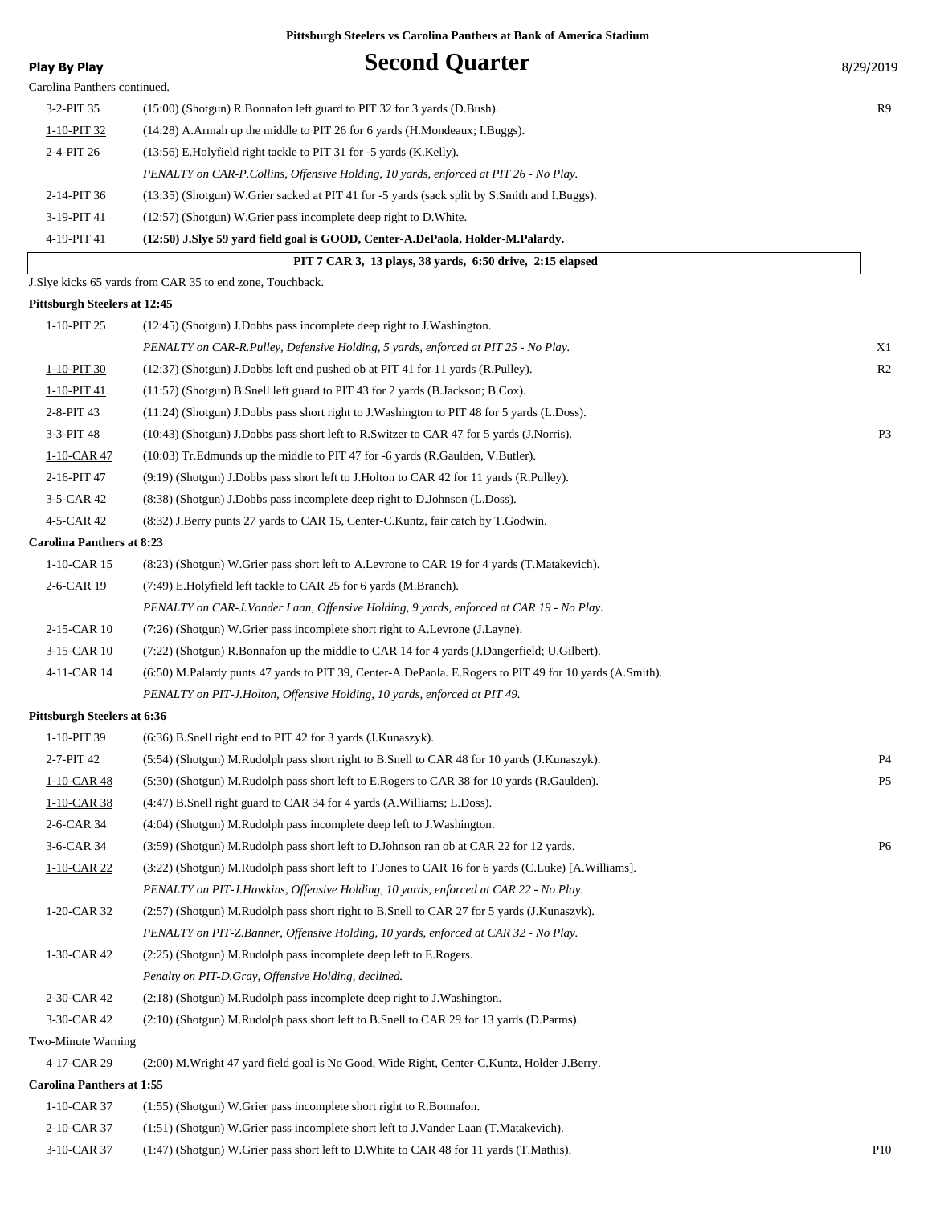Pittsburgh Steelers vs Carolina Panthers at Bank of America Stadium

**Play By Play**

# Second Quarter

8/29/2019

Carolina Panthers continued.

| Down & Distance | Play | |
|---|---|---|
| 3-2-PIT 35 | (15:00) (Shotgun) R.Bonnafon left guard to PIT 32 for 3 yards (D.Bush). | R9 |
| 1-10-PIT 32 | (14:28) A.Armah up the middle to PIT 26 for 6 yards (H.Mondeaux; I.Buggs). | |
| 2-4-PIT 26 | (13:56) E.Holyfield right tackle to PIT 31 for -5 yards (K.Kelly). | |
| | *PENALTY on CAR-P.Collins, Offensive Holding, 10 yards, enforced at PIT 26 - No Play.* | |
| 2-14-PIT 36 | (13:35) (Shotgun) W.Grier sacked at PIT 41 for -5 yards (sack split by S.Smith and I.Buggs). | |
| 3-19-PIT 41 | (12:57) (Shotgun) W.Grier pass incomplete deep right to D.White. | |
| 4-19-PIT 41 | **(12:50) J.Slye 59 yard field goal is GOOD, Center-A.DePaola, Holder-M.Palardy.** | |

**PIT 7 CAR 3, 13 plays, 38 yards, 6:50 drive, 2:15 elapsed**

J.Slye kicks 65 yards from CAR 35 to end zone, Touchback.

**Pittsburgh Steelers at 12:45**

| Down & Distance | Play | |
|---|---|---|
| 1-10-PIT 25 | (12:45) (Shotgun) J.Dobbs pass incomplete deep right to J.Washington. | |
| | *PENALTY on CAR-R.Pulley, Defensive Holding, 5 yards, enforced at PIT 25 - No Play.* | X1 |
| 1-10-PIT 30 | (12:37) (Shotgun) J.Dobbs left end pushed ob at PIT 41 for 11 yards (R.Pulley). | R2 |
| 1-10-PIT 41 | (11:57) (Shotgun) B.Snell left guard to PIT 43 for 2 yards (B.Jackson; B.Cox). | |
| 2-8-PIT 43 | (11:24) (Shotgun) J.Dobbs pass short right to J.Washington to PIT 48 for 5 yards (L.Doss). | |
| 3-3-PIT 48 | (10:43) (Shotgun) J.Dobbs pass short left to R.Switzer to CAR 47 for 5 yards (J.Norris). | P3 |
| 1-10-CAR 47 | (10:03) Tr.Edmunds up the middle to PIT 47 for -6 yards (R.Gaulden, V.Butler). | |
| 2-16-PIT 47 | (9:19) (Shotgun) J.Dobbs pass short left to J.Holton to CAR 42 for 11 yards (R.Pulley). | |
| 3-5-CAR 42 | (8:38) (Shotgun) J.Dobbs pass incomplete deep right to D.Johnson (L.Doss). | |
| 4-5-CAR 42 | (8:32) J.Berry punts 27 yards to CAR 15, Center-C.Kuntz, fair catch by T.Godwin. | |

**Carolina Panthers at 8:23**

| Down & Distance | Play | |
|---|---|---|
| 1-10-CAR 15 | (8:23) (Shotgun) W.Grier pass short left to A.Levrone to CAR 19 for 4 yards (T.Matakevich). | |
| 2-6-CAR 19 | (7:49) E.Holyfield left tackle to CAR 25 for 6 yards (M.Branch). | |
| | *PENALTY on CAR-J.Vander Laan, Offensive Holding, 9 yards, enforced at CAR 19 - No Play.* | |
| 2-15-CAR 10 | (7:26) (Shotgun) W.Grier pass incomplete short right to A.Levrone (J.Layne). | |
| 3-15-CAR 10 | (7:22) (Shotgun) R.Bonnafon up the middle to CAR 14 for 4 yards (J.Dangerfield; U.Gilbert). | |
| 4-11-CAR 14 | (6:50) M.Palardy punts 47 yards to PIT 39, Center-A.DePaola. E.Rogers to PIT 49 for 10 yards (A.Smith). | |
| | *PENALTY on PIT-J.Holton, Offensive Holding, 10 yards, enforced at PIT 49.* | |

**Pittsburgh Steelers at 6:36**

| Down & Distance | Play | |
|---|---|---|
| 1-10-PIT 39 | (6:36) B.Snell right end to PIT 42 for 3 yards (J.Kunaszyk). | |
| 2-7-PIT 42 | (5:54) (Shotgun) M.Rudolph pass short right to B.Snell to CAR 48 for 10 yards (J.Kunaszyk). | P4 |
| 1-10-CAR 48 | (5:30) (Shotgun) M.Rudolph pass short left to E.Rogers to CAR 38 for 10 yards (R.Gaulden). | P5 |
| 1-10-CAR 38 | (4:47) B.Snell right guard to CAR 34 for 4 yards (A.Williams; L.Doss). | |
| 2-6-CAR 34 | (4:04) (Shotgun) M.Rudolph pass incomplete deep left to J.Washington. | |
| 3-6-CAR 34 | (3:59) (Shotgun) M.Rudolph pass short left to D.Johnson ran ob at CAR 22 for 12 yards. | P6 |
| 1-10-CAR 22 | (3:22) (Shotgun) M.Rudolph pass short left to T.Jones to CAR 16 for 6 yards (C.Luke) [A.Williams]. | |
| | *PENALTY on PIT-J.Hawkins, Offensive Holding, 10 yards, enforced at CAR 22 - No Play.* | |
| 1-20-CAR 32 | (2:57) (Shotgun) M.Rudolph pass short right to B.Snell to CAR 27 for 5 yards (J.Kunaszyk). | |
| | *PENALTY on PIT-Z.Banner, Offensive Holding, 10 yards, enforced at CAR 32 - No Play.* | |
| 1-30-CAR 42 | (2:25) (Shotgun) M.Rudolph pass incomplete deep left to E.Rogers. | |
| | *Penalty on PIT-D.Gray, Offensive Holding, declined.* | |
| 2-30-CAR 42 | (2:18) (Shotgun) M.Rudolph pass incomplete deep right to J.Washington. | |
| 3-30-CAR 42 | (2:10) (Shotgun) M.Rudolph pass short left to B.Snell to CAR 29 for 13 yards (D.Parms). | |
| Two-Minute Warning | | |
| 4-17-CAR 29 | (2:00) M.Wright 47 yard field goal is No Good, Wide Right, Center-C.Kuntz, Holder-J.Berry. | |

**Carolina Panthers at 1:55**

| Down & Distance | Play | |
|---|---|---|
| 1-10-CAR 37 | (1:55) (Shotgun) W.Grier pass incomplete short right to R.Bonnafon. | |
| 2-10-CAR 37 | (1:51) (Shotgun) W.Grier pass incomplete short left to J.Vander Laan (T.Matakevich). | |
| 3-10-CAR 37 | (1:47) (Shotgun) W.Grier pass short left to D.White to CAR 48 for 11 yards (T.Mathis). | P10 |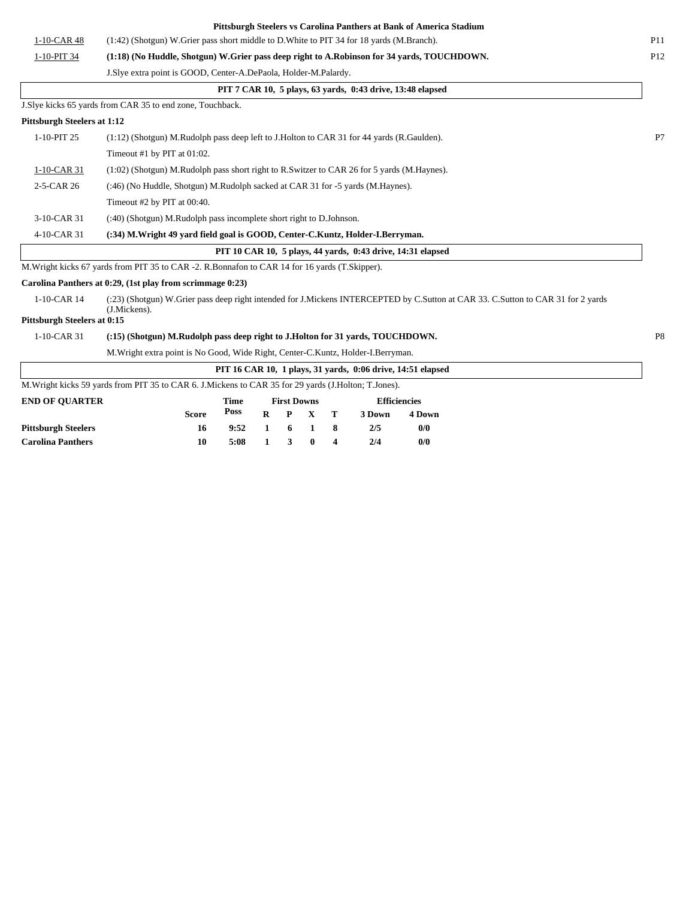**Pittsburgh Steelers vs Carolina Panthers at Bank of America Stadium**

| | | |
|---|---|---|
| 1-10-CAR 48 | (1:42) (Shotgun) W.Grier pass short middle to D.White to PIT 34 for 18 yards (M.Branch). | P11 |
| 1-10-PIT 34 | **(1:18) (No Huddle, Shotgun) W.Grier pass deep right to A.Robinson for 34 yards, TOUCHDOWN.** | P12 |
| | J.Slye extra point is GOOD, Center-A.DePaola, Holder-M.Palardy. | |

**PIT 7 CAR 10, 5 plays, 63 yards, 0:43 drive, 13:48 elapsed**

J.Slye kicks 65 yards from CAR 35 to end zone, Touchback.

**Pittsburgh Steelers at 1:12**

| | | |
|---|---|---|
| 1-10-PIT 25 | (1:12) (Shotgun) M.Rudolph pass deep left to J.Holton to CAR 31 for 44 yards (R.Gaulden). | P7 |
| | Timeout #1 by PIT at 01:02. | |
| 1-10-CAR 31 | (1:02) (Shotgun) M.Rudolph pass short right to R.Switzer to CAR 26 for 5 yards (M.Haynes). | |
| 2-5-CAR 26 | (:46) (No Huddle, Shotgun) M.Rudolph sacked at CAR 31 for -5 yards (M.Haynes). | |
| | Timeout #2 by PIT at 00:40. | |
| 3-10-CAR 31 | (:40) (Shotgun) M.Rudolph pass incomplete short right to D.Johnson. | |
| 4-10-CAR 31 | **(:34) M.Wright 49 yard field goal is GOOD, Center-C.Kuntz, Holder-I.Berryman.** | |

**PIT 10 CAR 10, 5 plays, 44 yards, 0:43 drive, 14:31 elapsed**

M.Wright kicks 67 yards from PIT 35 to CAR -2. R.Bonnafon to CAR 14 for 16 yards (T.Skipper).

**Carolina Panthers at 0:29, (1st play from scrimmage 0:23)**

| | | |
|---|---|---|
| 1-10-CAR 14 | (:23) (Shotgun) W.Grier pass deep right intended for J.Mickens INTERCEPTED by C.Sutton at CAR 33. C.Sutton to CAR 31 for 2 yards (J.Mickens). | |

**Pittsburgh Steelers at 0:15**

| | | |
|---|---|---|
| 1-10-CAR 31 | **(:15) (Shotgun) M.Rudolph pass deep right to J.Holton for 31 yards, TOUCHDOWN.** | P8 |
| | M.Wright extra point is No Good, Wide Right, Center-C.Kuntz, Holder-I.Berryman. | |

**PIT 16 CAR 10, 1 plays, 31 yards, 0:06 drive, 14:51 elapsed**

M.Wright kicks 59 yards from PIT 35 to CAR 6. J.Mickens to CAR 35 for 29 yards (J.Holton; T.Jones).

| **END OF QUARTER** | **Score** | **Time Poss** | **First Downs R** | **P** | **X** | **T** | **Efficiencies 3 Down** | **4 Down** |
|---|---|---|---|---|---|---|---|---|
| **Pittsburgh Steelers** | **16** | **9:52** | **1** | **6** | **1** | **8** | **2/5** | **0/0** |
| **Carolina Panthers** | **10** | **5:08** | **1** | **3** | **0** | **4** | **2/4** | **0/0** |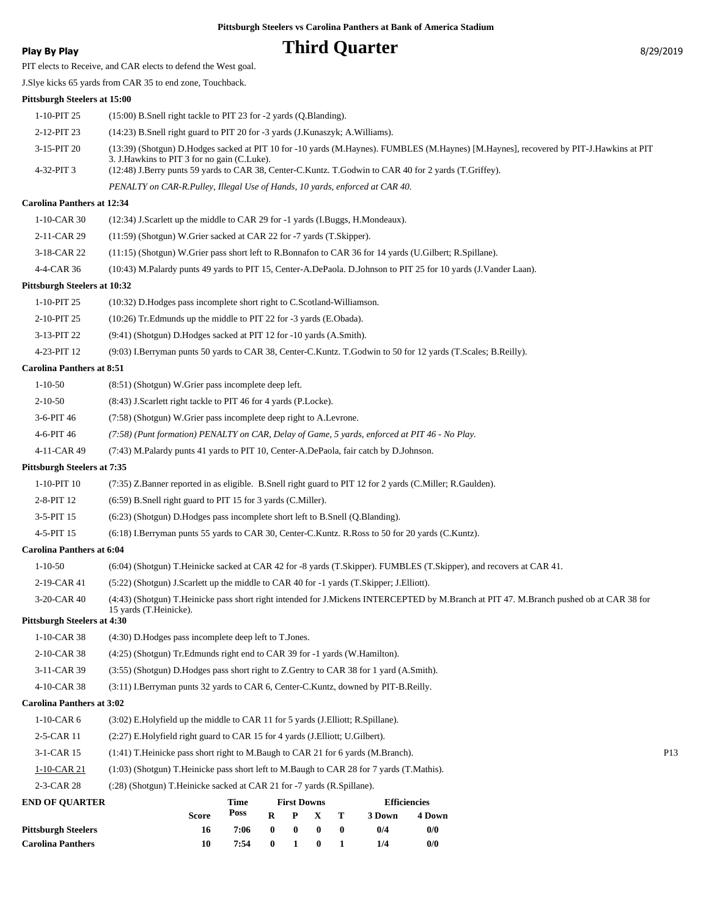Pittsburgh Steelers vs Carolina Panthers at Bank of America Stadium

# Third Quarter

**Play By Play** 8/29/2019

PIT elects to Receive, and CAR elects to defend the West goal.

J.Slye kicks 65 yards from CAR 35 to end zone, Touchback.

### Pittsburgh Steelers at 15:00

| | |
|---|---|
| 1-10-PIT 25 | (15:00) B.Snell right tackle to PIT 23 for -2 yards (Q.Blanding). |
| 2-12-PIT 23 | (14:23) B.Snell right guard to PIT 20 for -3 yards (J.Kunaszyk; A.Williams). |
| 3-15-PIT 20 | (13:39) (Shotgun) D.Hodges sacked at PIT 10 for -10 yards (M.Haynes). FUMBLES (M.Haynes) [M.Haynes], recovered by PIT-J.Hawkins at PIT 3. J.Hawkins to PIT 3 for no gain (C.Luke). |
| 4-32-PIT 3 | (12:48) J.Berry punts 59 yards to CAR 38, Center-C.Kuntz. T.Godwin to CAR 40 for 2 yards (T.Griffey). |
| | *PENALTY on CAR-R.Pulley, Illegal Use of Hands, 10 yards, enforced at CAR 40.* |

### Carolina Panthers at 12:34

| | |
|---|---|
| 1-10-CAR 30 | (12:34) J.Scarlett up the middle to CAR 29 for -1 yards (I.Buggs, H.Mondeaux). |
| 2-11-CAR 29 | (11:59) (Shotgun) W.Grier sacked at CAR 22 for -7 yards (T.Skipper). |
| 3-18-CAR 22 | (11:15) (Shotgun) W.Grier pass short left to R.Bonnafon to CAR 36 for 14 yards (U.Gilbert; R.Spillane). |
| 4-4-CAR 36 | (10:43) M.Palardy punts 49 yards to PIT 15, Center-A.DePaola. D.Johnson to PIT 25 for 10 yards (J.Vander Laan). |

### Pittsburgh Steelers at 10:32

| | |
|---|---|
| 1-10-PIT 25 | (10:32) D.Hodges pass incomplete short right to C.Scotland-Williamson. |
| 2-10-PIT 25 | (10:26) Tr.Edmunds up the middle to PIT 22 for -3 yards (E.Obada). |
| 3-13-PIT 22 | (9:41) (Shotgun) D.Hodges sacked at PIT 12 for -10 yards (A.Smith). |
| 4-23-PIT 12 | (9:03) I.Berryman punts 50 yards to CAR 38, Center-C.Kuntz. T.Godwin to 50 for 12 yards (T.Scales; B.Reilly). |

### Carolina Panthers at 8:51

| | |
|---|---|
| 1-10-50 | (8:51) (Shotgun) W.Grier pass incomplete deep left. |
| 2-10-50 | (8:43) J.Scarlett right tackle to PIT 46 for 4 yards (P.Locke). |
| 3-6-PIT 46 | (7:58) (Shotgun) W.Grier pass incomplete deep right to A.Levrone. |
| 4-6-PIT 46 | *(7:58) (Punt formation) PENALTY on CAR, Delay of Game, 5 yards, enforced at PIT 46 - No Play.* |
| 4-11-CAR 49 | (7:43) M.Palardy punts 41 yards to PIT 10, Center-A.DePaola, fair catch by D.Johnson. |

### Pittsburgh Steelers at 7:35

| | |
|---|---|
| 1-10-PIT 10 | (7:35) Z.Banner reported in as eligible. B.Snell right guard to PIT 12 for 2 yards (C.Miller; R.Gaulden). |
| 2-8-PIT 12 | (6:59) B.Snell right guard to PIT 15 for 3 yards (C.Miller). |
| 3-5-PIT 15 | (6:23) (Shotgun) D.Hodges pass incomplete short left to B.Snell (Q.Blanding). |
| 4-5-PIT 15 | (6:18) I.Berryman punts 55 yards to CAR 30, Center-C.Kuntz. R.Ross to 50 for 20 yards (C.Kuntz). |

### Carolina Panthers at 6:04

| | |
|---|---|
| 1-10-50 | (6:04) (Shotgun) T.Heinicke sacked at CAR 42 for -8 yards (T.Skipper). FUMBLES (T.Skipper), and recovers at CAR 41. |
| 2-19-CAR 41 | (5:22) (Shotgun) J.Scarlett up the middle to CAR 40 for -1 yards (T.Skipper; J.Elliott). |
| 3-20-CAR 40 | (4:43) (Shotgun) T.Heinicke pass short right intended for J.Mickens INTERCEPTED by M.Branch at PIT 47. M.Branch pushed ob at CAR 38 for 15 yards (T.Heinicke). |

### Pittsburgh Steelers at 4:30

| | |
|---|---|
| 1-10-CAR 38 | (4:30) D.Hodges pass incomplete deep left to T.Jones. |
| 2-10-CAR 38 | (4:25) (Shotgun) Tr.Edmunds right end to CAR 39 for -1 yards (W.Hamilton). |
| 3-11-CAR 39 | (3:55) (Shotgun) D.Hodges pass short right to Z.Gentry to CAR 38 for 1 yard (A.Smith). |
| 4-10-CAR 38 | (3:11) I.Berryman punts 32 yards to CAR 6, Center-C.Kuntz, downed by PIT-B.Reilly. |

### Carolina Panthers at 3:02

| | | |
|---|---|---|
| 1-10-CAR 6 | (3:02) E.Holyfield up the middle to CAR 11 for 5 yards (J.Elliott; R.Spillane). | |
| 2-5-CAR 11 | (2:27) E.Holyfield right guard to CAR 15 for 4 yards (J.Elliott; U.Gilbert). | |
| 3-1-CAR 15 | (1:41) T.Heinicke pass short right to M.Baugh to CAR 21 for 6 yards (M.Branch). | P13 |
| 1-10-CAR 21 | (1:03) (Shotgun) T.Heinicke pass short left to M.Baugh to CAR 28 for 7 yards (T.Mathis). | |
| 2-3-CAR 28 | (:28) (Shotgun) T.Heinicke sacked at CAR 21 for -7 yards (R.Spillane). | |

| END OF QUARTER | Score | Time Poss | First Downs R | P | X | T | Efficiencies 3 Down | 4 Down |
|---|---|---|---|---|---|---|---|---|
| Pittsburgh Steelers | 16 | 7:06 | 0 | 0 | 0 | 0 | 0/4 | 0/0 |
| Carolina Panthers | 10 | 7:54 | 0 | 1 | 0 | 1 | 1/4 | 0/0 |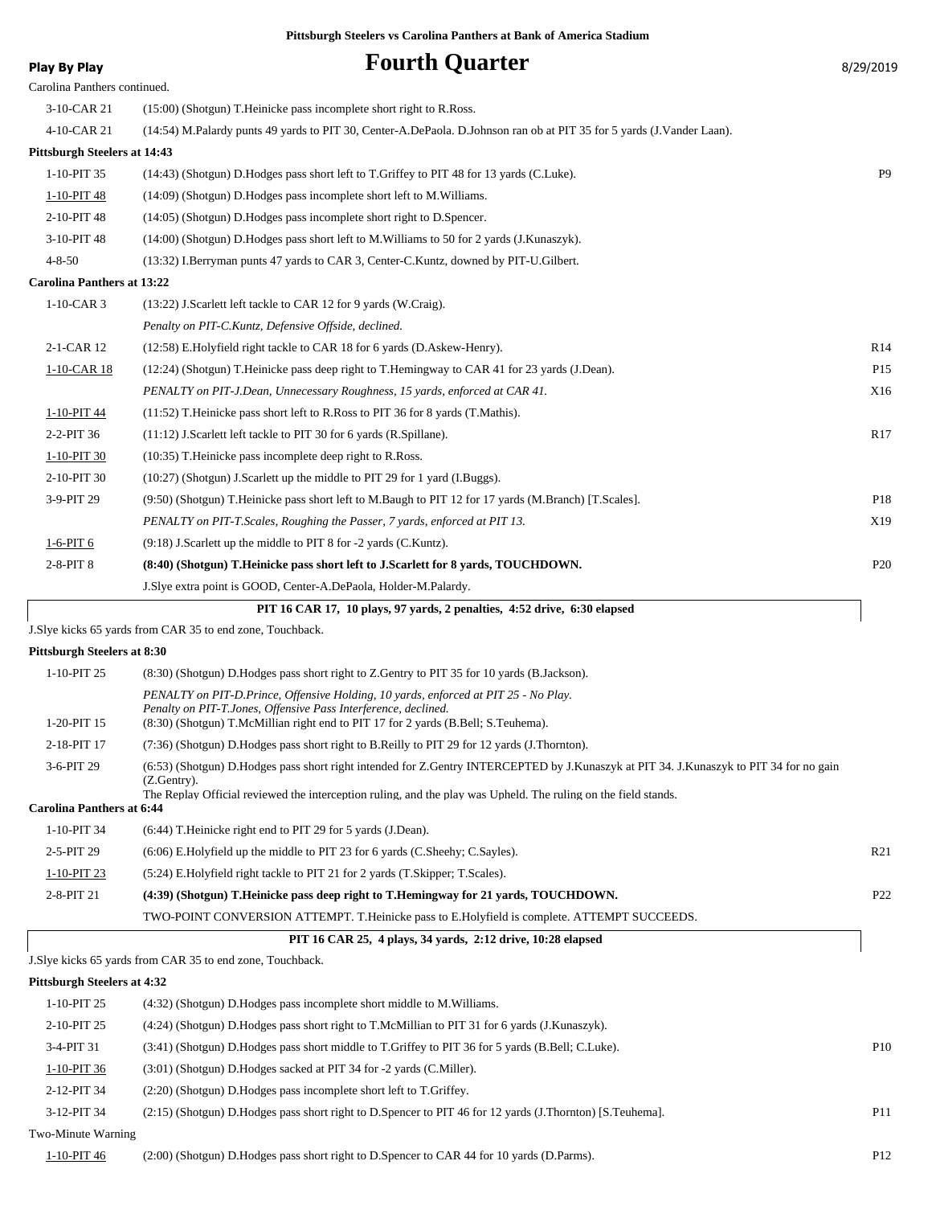Pittsburgh Steelers vs Carolina Panthers at Bank of America Stadium

**Play By Play**

# Fourth Quarter

8/29/2019

Carolina Panthers continued.

| Down | Play | |
|---|---|---|
| 3-10-CAR 21 | (15:00) (Shotgun) T.Heinicke pass incomplete short right to R.Ross. | |
| 4-10-CAR 21 | (14:54) M.Palardy punts 49 yards to PIT 30, Center-A.DePaola. D.Johnson ran ob at PIT 35 for 5 yards (J.Vander Laan). | |
| **Pittsburgh Steelers at 14:43** | | |
| 1-10-PIT 35 | (14:43) (Shotgun) D.Hodges pass short left to T.Griffey to PIT 48 for 13 yards (C.Luke). | P9 |
| 1-10-PIT 48 | (14:09) (Shotgun) D.Hodges pass incomplete short left to M.Williams. | |
| 2-10-PIT 48 | (14:05) (Shotgun) D.Hodges pass incomplete short right to D.Spencer. | |
| 3-10-PIT 48 | (14:00) (Shotgun) D.Hodges pass short left to M.Williams to 50 for 2 yards (J.Kunaszyk). | |
| 4-8-50 | (13:32) I.Berryman punts 47 yards to CAR 3, Center-C.Kuntz, downed by PIT-U.Gilbert. | |
| **Carolina Panthers at 13:22** | | |
| 1-10-CAR 3 | (13:22) J.Scarlett left tackle to CAR 12 for 9 yards (W.Craig). | |
| | *Penalty on PIT-C.Kuntz, Defensive Offside, declined.* | |
| 2-1-CAR 12 | (12:58) E.Holyfield right tackle to CAR 18 for 6 yards (D.Askew-Henry). | R14 |
| 1-10-CAR 18 | (12:24) (Shotgun) T.Heinicke pass deep right to T.Hemingway to CAR 41 for 23 yards (J.Dean). | P15 |
| | *PENALTY on PIT-J.Dean, Unnecessary Roughness, 15 yards, enforced at CAR 41.* | X16 |
| 1-10-PIT 44 | (11:52) T.Heinicke pass short left to R.Ross to PIT 36 for 8 yards (T.Mathis). | |
| 2-2-PIT 36 | (11:12) J.Scarlett left tackle to PIT 30 for 6 yards (R.Spillane). | R17 |
| 1-10-PIT 30 | (10:35) T.Heinicke pass incomplete deep right to R.Ross. | |
| 2-10-PIT 30 | (10:27) (Shotgun) J.Scarlett up the middle to PIT 29 for 1 yard (I.Buggs). | |
| 3-9-PIT 29 | (9:50) (Shotgun) T.Heinicke pass short left to M.Baugh to PIT 12 for 17 yards (M.Branch) [T.Scales]. | P18 |
| | *PENALTY on PIT-T.Scales, Roughing the Passer, 7 yards, enforced at PIT 13.* | X19 |
| 1-6-PIT 6 | (9:18) J.Scarlett up the middle to PIT 8 for -2 yards (C.Kuntz). | |
| 2-8-PIT 8 | **(8:40) (Shotgun) T.Heinicke pass short left to J.Scarlett for 8 yards, TOUCHDOWN.** | P20 |
| | J.Slye extra point is GOOD, Center-A.DePaola, Holder-M.Palardy. | |
| | **PIT 16 CAR 17, 10 plays, 97 yards, 2 penalties, 4:52 drive, 6:30 elapsed** | |
| J.Slye kicks 65 yards from CAR 35 to end zone, Touchback. | | |
| **Pittsburgh Steelers at 8:30** | | |
| 1-10-PIT 25 | (8:30) (Shotgun) D.Hodges pass short right to Z.Gentry to PIT 35 for 10 yards (B.Jackson). | |
| | *PENALTY on PIT-D.Prince, Offensive Holding, 10 yards, enforced at PIT 25 - No Play. Penalty on PIT-T.Jones, Offensive Pass Interference, declined.* | |
| 1-20-PIT 15 | (8:30) (Shotgun) T.McMillian right end to PIT 17 for 2 yards (B.Bell; S.Teuhema). | |
| 2-18-PIT 17 | (7:36) (Shotgun) D.Hodges pass short right to B.Reilly to PIT 29 for 12 yards (J.Thornton). | |
| 3-6-PIT 29 | (6:53) (Shotgun) D.Hodges pass short right intended for Z.Gentry INTERCEPTED by J.Kunaszyk at PIT 34. J.Kunaszyk to PIT 34 for no gain (Z.Gentry). The Replay Official reviewed the interception ruling, and the play was Upheld. The ruling on the field stands. | |
| **Carolina Panthers at 6:44** | | |
| 1-10-PIT 34 | (6:44) T.Heinicke right end to PIT 29 for 5 yards (J.Dean). | |
| 2-5-PIT 29 | (6:06) E.Holyfield up the middle to PIT 23 for 6 yards (C.Sheehy; C.Sayles). | R21 |
| 1-10-PIT 23 | (5:24) E.Holyfield right tackle to PIT 21 for 2 yards (T.Skipper; T.Scales). | |
| 2-8-PIT 21 | **(4:39) (Shotgun) T.Heinicke pass deep right to T.Hemingway for 21 yards, TOUCHDOWN.** | P22 |
| | TWO-POINT CONVERSION ATTEMPT. T.Heinicke pass to E.Holyfield is complete. ATTEMPT SUCCEEDS. | |
| | **PIT 16 CAR 25, 4 plays, 34 yards, 2:12 drive, 10:28 elapsed** | |
| J.Slye kicks 65 yards from CAR 35 to end zone, Touchback. | | |
| **Pittsburgh Steelers at 4:32** | | |
| 1-10-PIT 25 | (4:32) (Shotgun) D.Hodges pass incomplete short middle to M.Williams. | |
| 2-10-PIT 25 | (4:24) (Shotgun) D.Hodges pass short right to T.McMillian to PIT 31 for 6 yards (J.Kunaszyk). | |
| 3-4-PIT 31 | (3:41) (Shotgun) D.Hodges pass short middle to T.Griffey to PIT 36 for 5 yards (B.Bell; C.Luke). | P10 |
| 1-10-PIT 36 | (3:01) (Shotgun) D.Hodges sacked at PIT 34 for -2 yards (C.Miller). | |
| 2-12-PIT 34 | (2:20) (Shotgun) D.Hodges pass incomplete short left to T.Griffey. | |
| 3-12-PIT 34 | (2:15) (Shotgun) D.Hodges pass short right to D.Spencer to PIT 46 for 12 yards (J.Thornton) [S.Teuhema]. | P11 |
| Two-Minute Warning | | |
| 1-10-PIT 46 | (2:00) (Shotgun) D.Hodges pass short right to D.Spencer to CAR 44 for 10 yards (D.Parms). | P12 |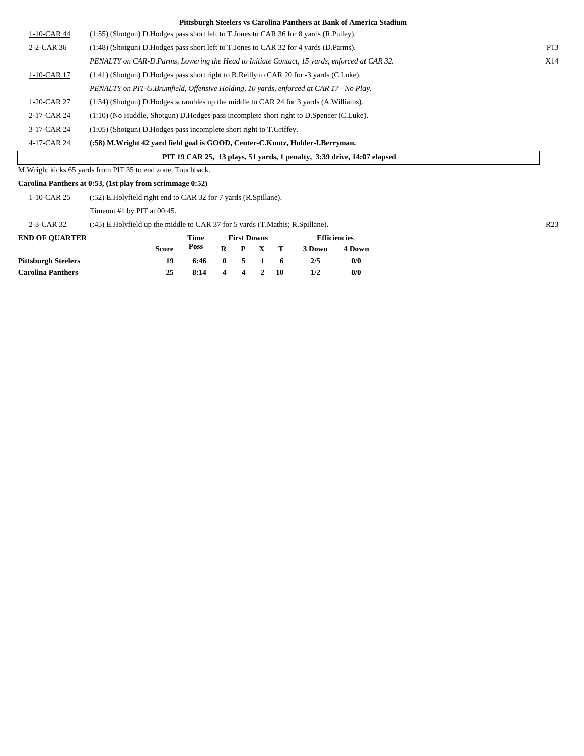**Pittsburgh Steelers vs Carolina Panthers at Bank of America Stadium**

| | | |
|---|---|---|
| 1-10-CAR 44 | (1:55) (Shotgun) D.Hodges pass short left to T.Jones to CAR 36 for 8 yards (R.Pulley). | |
| 2-2-CAR 36 | (1:48) (Shotgun) D.Hodges pass short left to T.Jones to CAR 32 for 4 yards (D.Parms). | P13 |
| | *PENALTY on CAR-D.Parms, Lowering the Head to Initiate Contact, 15 yards, enforced at CAR 32.* | X14 |
| 1-10-CAR 17 | (1:41) (Shotgun) D.Hodges pass short right to B.Reilly to CAR 20 for -3 yards (C.Luke). | |
| | *PENALTY on PIT-G.Brumfield, Offensive Holding, 10 yards, enforced at CAR 17 - No Play.* | |
| 1-20-CAR 27 | (1:34) (Shotgun) D.Hodges scrambles up the middle to CAR 24 for 3 yards (A.Williams). | |
| 2-17-CAR 24 | (1:10) (No Huddle, Shotgun) D.Hodges pass incomplete short right to D.Spencer (C.Luke). | |
| 3-17-CAR 24 | (1:05) (Shotgun) D.Hodges pass incomplete short right to T.Griffey. | |
| 4-17-CAR 24 | **(:58) M.Wright 42 yard field goal is GOOD, Center-C.Kuntz, Holder-I.Berryman.** | |

**PIT 19 CAR 25, 13 plays, 51 yards, 1 penalty, 3:39 drive, 14:07 elapsed**

M.Wright kicks 65 yards from PIT 35 to end zone, Touchback.

**Carolina Panthers at 0:53, (1st play from scrimmage 0:52)**

| | | |
|---|---|---|
| 1-10-CAR 25 | (:52) E.Holyfield right end to CAR 32 for 7 yards (R.Spillane). | |
| | Timeout #1 by PIT at 00:45. | |
| 2-3-CAR 32 | (:45) E.Holyfield up the middle to CAR 37 for 5 yards (T.Mathis; R.Spillane). | R23 |

| END OF QUARTER | Score | Time Poss | First Downs R | P | X | T | Efficiencies 3 Down | 4 Down |
|---|---|---|---|---|---|---|---|---|
| **Pittsburgh Steelers** | 19 | 6:46 | 0 | 5 | 1 | 6 | 2/5 | 0/0 |
| **Carolina Panthers** | 25 | 8:14 | 4 | 4 | 2 | 10 | 1/2 | 0/0 |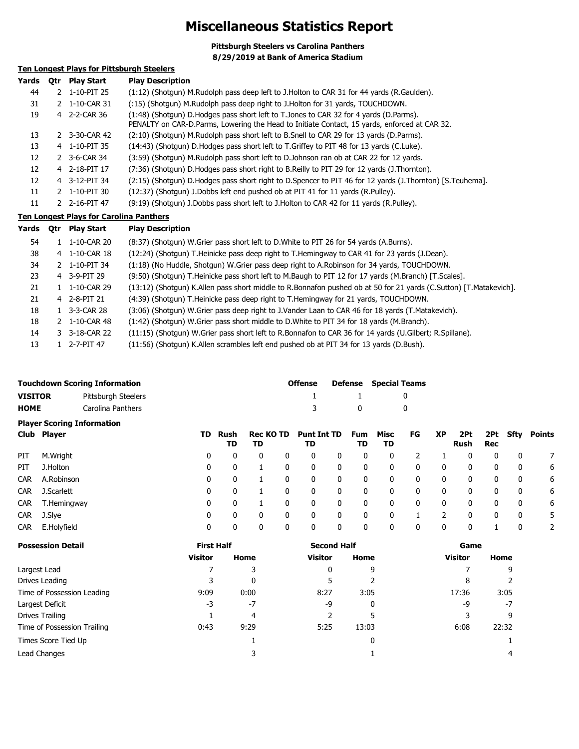# Miscellaneous Statistics Report

**Pittsburgh Steelers vs Carolina Panthers**
**8/29/2019 at Bank of America Stadium**

## Ten Longest Plays for Pittsburgh Steelers

| Yards | Qtr | Play Start | Play Description |
|---|---|---|---|
| 44 | 2 | 1-10-PIT 25 | (1:12) (Shotgun) M.Rudolph pass deep left to J.Holton to CAR 31 for 44 yards (R.Gaulden). |
| 31 | 2 | 1-10-CAR 31 | (:15) (Shotgun) M.Rudolph pass deep right to J.Holton for 31 yards, TOUCHDOWN. |
| 19 | 4 | 2-2-CAR 36 | (1:48) (Shotgun) D.Hodges pass short left to T.Jones to CAR 32 for 4 yards (D.Parms). PENALTY on CAR-D.Parms, Lowering the Head to Initiate Contact, 15 yards, enforced at CAR 32. |
| 13 | 2 | 3-30-CAR 42 | (2:10) (Shotgun) M.Rudolph pass short left to B.Snell to CAR 29 for 13 yards (D.Parms). |
| 13 | 4 | 1-10-PIT 35 | (14:43) (Shotgun) D.Hodges pass short left to T.Griffey to PIT 48 for 13 yards (C.Luke). |
| 12 | 2 | 3-6-CAR 34 | (3:59) (Shotgun) M.Rudolph pass short left to D.Johnson ran ob at CAR 22 for 12 yards. |
| 12 | 4 | 2-18-PIT 17 | (7:36) (Shotgun) D.Hodges pass short right to B.Reilly to PIT 29 for 12 yards (J.Thornton). |
| 12 | 4 | 3-12-PIT 34 | (2:15) (Shotgun) D.Hodges pass short right to D.Spencer to PIT 46 for 12 yards (J.Thornton) [S.Teuhema]. |
| 11 | 2 | 1-10-PIT 30 | (12:37) (Shotgun) J.Dobbs left end pushed ob at PIT 41 for 11 yards (R.Pulley). |
| 11 | 2 | 2-16-PIT 47 | (9:19) (Shotgun) J.Dobbs pass short left to J.Holton to CAR 42 for 11 yards (R.Pulley). |

## Ten Longest Plays for Carolina Panthers

| Yards | Qtr | Play Start | Play Description |
|---|---|---|---|
| 54 | 1 | 1-10-CAR 20 | (8:37) (Shotgun) W.Grier pass short left to D.White to PIT 26 for 54 yards (A.Burns). |
| 38 | 4 | 1-10-CAR 18 | (12:24) (Shotgun) T.Heinicke pass deep right to T.Hemingway to CAR 41 for 23 yards (J.Dean). |
| 34 | 2 | 1-10-PIT 34 | (1:18) (No Huddle, Shotgun) W.Grier pass deep right to A.Robinson for 34 yards, TOUCHDOWN. |
| 23 | 4 | 3-9-PIT 29 | (9:50) (Shotgun) T.Heinicke pass short left to M.Baugh to PIT 12 for 17 yards (M.Branch) [T.Scales]. |
| 21 | 1 | 1-10-CAR 29 | (13:12) (Shotgun) K.Allen pass short middle to R.Bonnafon pushed ob at 50 for 21 yards (C.Sutton) [T.Matakevich]. |
| 21 | 4 | 2-8-PIT 21 | (4:39) (Shotgun) T.Heinicke pass deep right to T.Hemingway for 21 yards, TOUCHDOWN. |
| 18 | 1 | 3-3-CAR 28 | (3:06) (Shotgun) W.Grier pass deep right to J.Vander Laan to CAR 46 for 18 yards (T.Matakevich). |
| 18 | 2 | 1-10-CAR 48 | (1:42) (Shotgun) W.Grier pass short middle to D.White to PIT 34 for 18 yards (M.Branch). |
| 14 | 3 | 3-18-CAR 22 | (11:15) (Shotgun) W.Grier pass short left to R.Bonnafon to CAR 36 for 14 yards (U.Gilbert; R.Spillane). |
| 13 | 1 | 2-7-PIT 47 | (11:56) (Shotgun) K.Allen scrambles left end pushed ob at PIT 34 for 13 yards (D.Bush). |

## Touchdown Scoring Information

| | | Offense | Defense | Special Teams |
|---|---|---|---|---|
| **VISITOR** | Pittsburgh Steelers | 1 | 1 | 0 |
| **HOME** | Carolina Panthers | 3 | 0 | 0 |

## Player Scoring Information

| Club | Player | TD | Rush TD | Rec TD | KO TD | Punt TD | Int TD | Fum TD | Misc TD | FG | XP | 2Pt Rush | 2Pt Rec | Sfty | Points |
|---|---|---|---|---|---|---|---|---|---|---|---|---|---|---|---|
| PIT | M.Wright | 0 | 0 | 0 | 0 | 0 | 0 | 0 | 0 | 2 | 1 | 0 | 0 | 0 | 7 |
| PIT | J.Holton | 0 | 0 | 1 | 0 | 0 | 0 | 0 | 0 | 0 | 0 | 0 | 0 | 0 | 6 |
| CAR | A.Robinson | 0 | 0 | 1 | 0 | 0 | 0 | 0 | 0 | 0 | 0 | 0 | 0 | 0 | 6 |
| CAR | J.Scarlett | 0 | 0 | 1 | 0 | 0 | 0 | 0 | 0 | 0 | 0 | 0 | 0 | 0 | 6 |
| CAR | T.Hemingway | 0 | 0 | 1 | 0 | 0 | 0 | 0 | 0 | 0 | 0 | 0 | 0 | 0 | 6 |
| CAR | J.Slye | 0 | 0 | 0 | 0 | 0 | 0 | 0 | 0 | 1 | 2 | 0 | 0 | 0 | 5 |
| CAR | E.Holyfield | 0 | 0 | 0 | 0 | 0 | 0 | 0 | 0 | 0 | 0 | 0 | 1 | 0 | 2 |

## Possession Detail

| | First Half | | Second Half | | Game | |
|---|---|---|---|---|---|---|
| | Visitor | Home | Visitor | Home | Visitor | Home |
| Largest Lead | 7 | 3 | 0 | 9 | 7 | 9 |
| Drives Leading | 3 | 0 | 5 | 2 | 8 | 2 |
| Time of Possession Leading | 9:09 | 0:00 | 8:27 | 3:05 | 17:36 | 3:05 |
| Largest Deficit | -3 | -7 | -9 | 0 | -9 | -7 |
| Drives Trailing | 1 | 4 | 2 | 5 | 3 | 9 |
| Time of Possession Trailing | 0:43 | 9:29 | 5:25 | 13:03 | 6:08 | 22:32 |
| Times Score Tied Up | | 1 | | 0 | | 1 |
| Lead Changes | | 3 | | 1 | | 4 |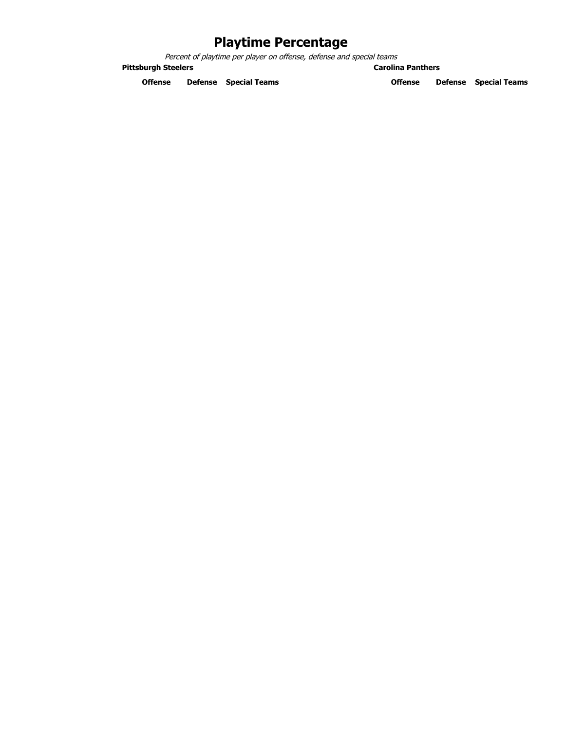# Playtime Percentage

*Percent of playtime per player on offense, defense and special teams*

**Pittsburgh Steelers**

| | Offense | Defense | Special Teams |
|---|---|---|---|

**Carolina Panthers**

| | Offense | Defense | Special Teams |
|---|---|---|---|